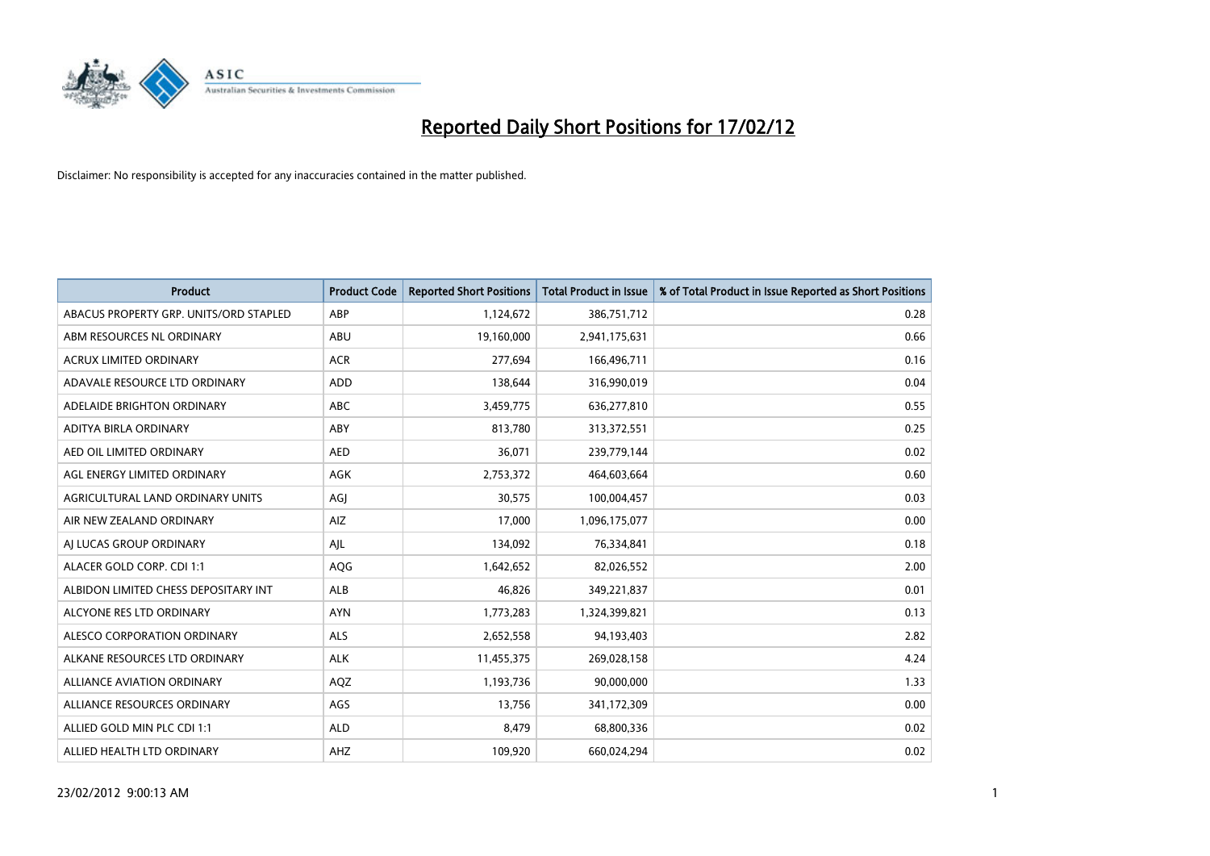# Reported Daily Short Positions for 17/02/12

Disclaimer: No responsibility is accepted for any inaccuracies contained in the matter published.

| Product | Product Code | Reported Short Positions | Total Product in Issue | % of Total Product in Issue Reported as Short Positions |
|---|---|---|---|---|
| ABACUS PROPERTY GRP. UNITS/ORD STAPLED | ABP | 1,124,672 | 386,751,712 | 0.28 |
| ABM RESOURCES NL ORDINARY | ABU | 19,160,000 | 2,941,175,631 | 0.66 |
| ACRUX LIMITED ORDINARY | ACR | 277,694 | 166,496,711 | 0.16 |
| ADAVALE RESOURCE LTD ORDINARY | ADD | 138,644 | 316,990,019 | 0.04 |
| ADELAIDE BRIGHTON ORDINARY | ABC | 3,459,775 | 636,277,810 | 0.55 |
| ADITYA BIRLA ORDINARY | ABY | 813,780 | 313,372,551 | 0.25 |
| AED OIL LIMITED ORDINARY | AED | 36,071 | 239,779,144 | 0.02 |
| AGL ENERGY LIMITED ORDINARY | AGK | 2,753,372 | 464,603,664 | 0.60 |
| AGRICULTURAL LAND ORDINARY UNITS | AGJ | 30,575 | 100,004,457 | 0.03 |
| AIR NEW ZEALAND ORDINARY | AIZ | 17,000 | 1,096,175,077 | 0.00 |
| AJ LUCAS GROUP ORDINARY | AJL | 134,092 | 76,334,841 | 0.18 |
| ALACER GOLD CORP. CDI 1:1 | AQG | 1,642,652 | 82,026,552 | 2.00 |
| ALBIDON LIMITED CHESS DEPOSITARY INT | ALB | 46,826 | 349,221,837 | 0.01 |
| ALCYONE RES LTD ORDINARY | AYN | 1,773,283 | 1,324,399,821 | 0.13 |
| ALESCO CORPORATION ORDINARY | ALS | 2,652,558 | 94,193,403 | 2.82 |
| ALKANE RESOURCES LTD ORDINARY | ALK | 11,455,375 | 269,028,158 | 4.24 |
| ALLIANCE AVIATION ORDINARY | AQZ | 1,193,736 | 90,000,000 | 1.33 |
| ALLIANCE RESOURCES ORDINARY | AGS | 13,756 | 341,172,309 | 0.00 |
| ALLIED GOLD MIN PLC CDI 1:1 | ALD | 8,479 | 68,800,336 | 0.02 |
| ALLIED HEALTH LTD ORDINARY | AHZ | 109,920 | 660,024,294 | 0.02 |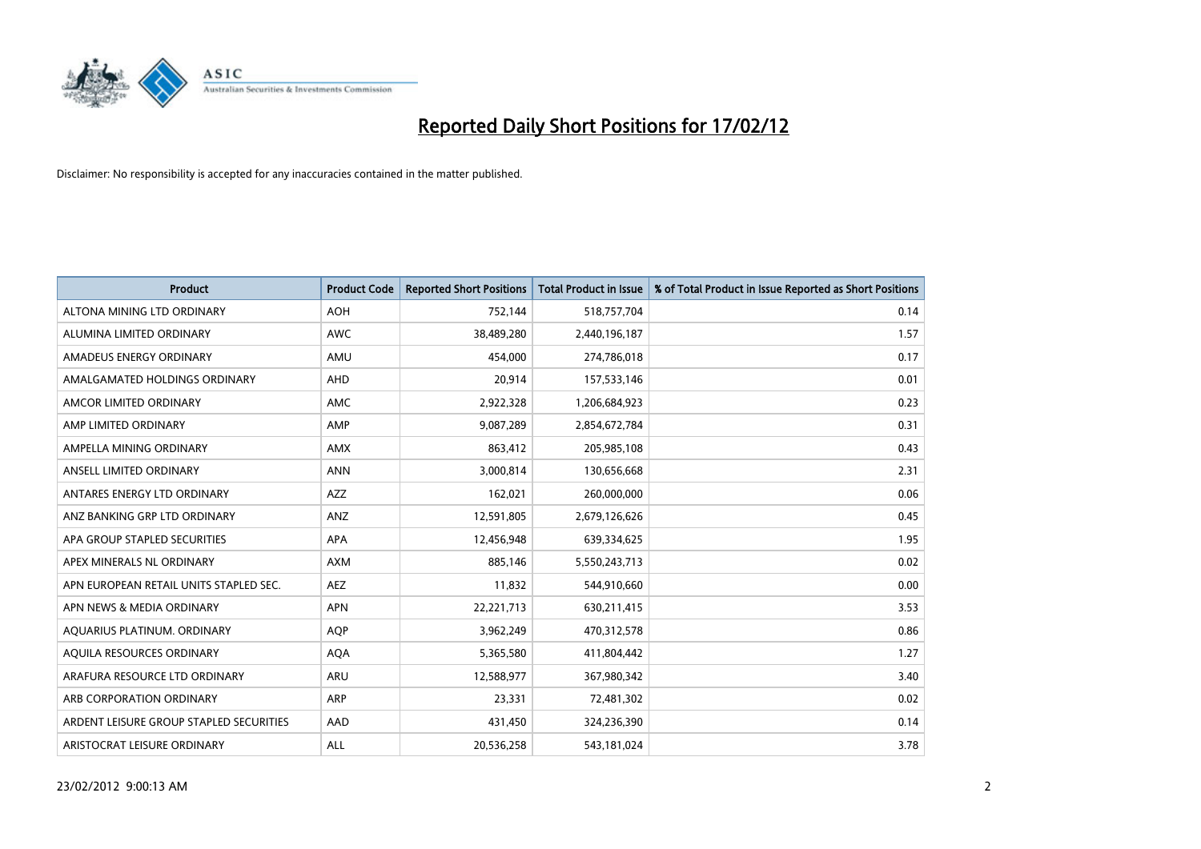# Reported Daily Short Positions for 17/02/12

Disclaimer: No responsibility is accepted for any inaccuracies contained in the matter published.

| Product | Product Code | Reported Short Positions | Total Product in Issue | % of Total Product in Issue Reported as Short Positions |
|---|---|---|---|---|
| ALTONA MINING LTD ORDINARY | AOH | 752,144 | 518,757,704 | 0.14 |
| ALUMINA LIMITED ORDINARY | AWC | 38,489,280 | 2,440,196,187 | 1.57 |
| AMADEUS ENERGY ORDINARY | AMU | 454,000 | 274,786,018 | 0.17 |
| AMALGAMATED HOLDINGS ORDINARY | AHD | 20,914 | 157,533,146 | 0.01 |
| AMCOR LIMITED ORDINARY | AMC | 2,922,328 | 1,206,684,923 | 0.23 |
| AMP LIMITED ORDINARY | AMP | 9,087,289 | 2,854,672,784 | 0.31 |
| AMPELLA MINING ORDINARY | AMX | 863,412 | 205,985,108 | 0.43 |
| ANSELL LIMITED ORDINARY | ANN | 3,000,814 | 130,656,668 | 2.31 |
| ANTARES ENERGY LTD ORDINARY | AZZ | 162,021 | 260,000,000 | 0.06 |
| ANZ BANKING GRP LTD ORDINARY | ANZ | 12,591,805 | 2,679,126,626 | 0.45 |
| APA GROUP STAPLED SECURITIES | APA | 12,456,948 | 639,334,625 | 1.95 |
| APEX MINERALS NL ORDINARY | AXM | 885,146 | 5,550,243,713 | 0.02 |
| APN EUROPEAN RETAIL UNITS STAPLED SEC. | AEZ | 11,832 | 544,910,660 | 0.00 |
| APN NEWS & MEDIA ORDINARY | APN | 22,221,713 | 630,211,415 | 3.53 |
| AQUARIUS PLATINUM. ORDINARY | AQP | 3,962,249 | 470,312,578 | 0.86 |
| AQUILA RESOURCES ORDINARY | AQA | 5,365,580 | 411,804,442 | 1.27 |
| ARAFURA RESOURCE LTD ORDINARY | ARU | 12,588,977 | 367,980,342 | 3.40 |
| ARB CORPORATION ORDINARY | ARP | 23,331 | 72,481,302 | 0.02 |
| ARDENT LEISURE GROUP STAPLED SECURITIES | AAD | 431,450 | 324,236,390 | 0.14 |
| ARISTOCRAT LEISURE ORDINARY | ALL | 20,536,258 | 543,181,024 | 3.78 |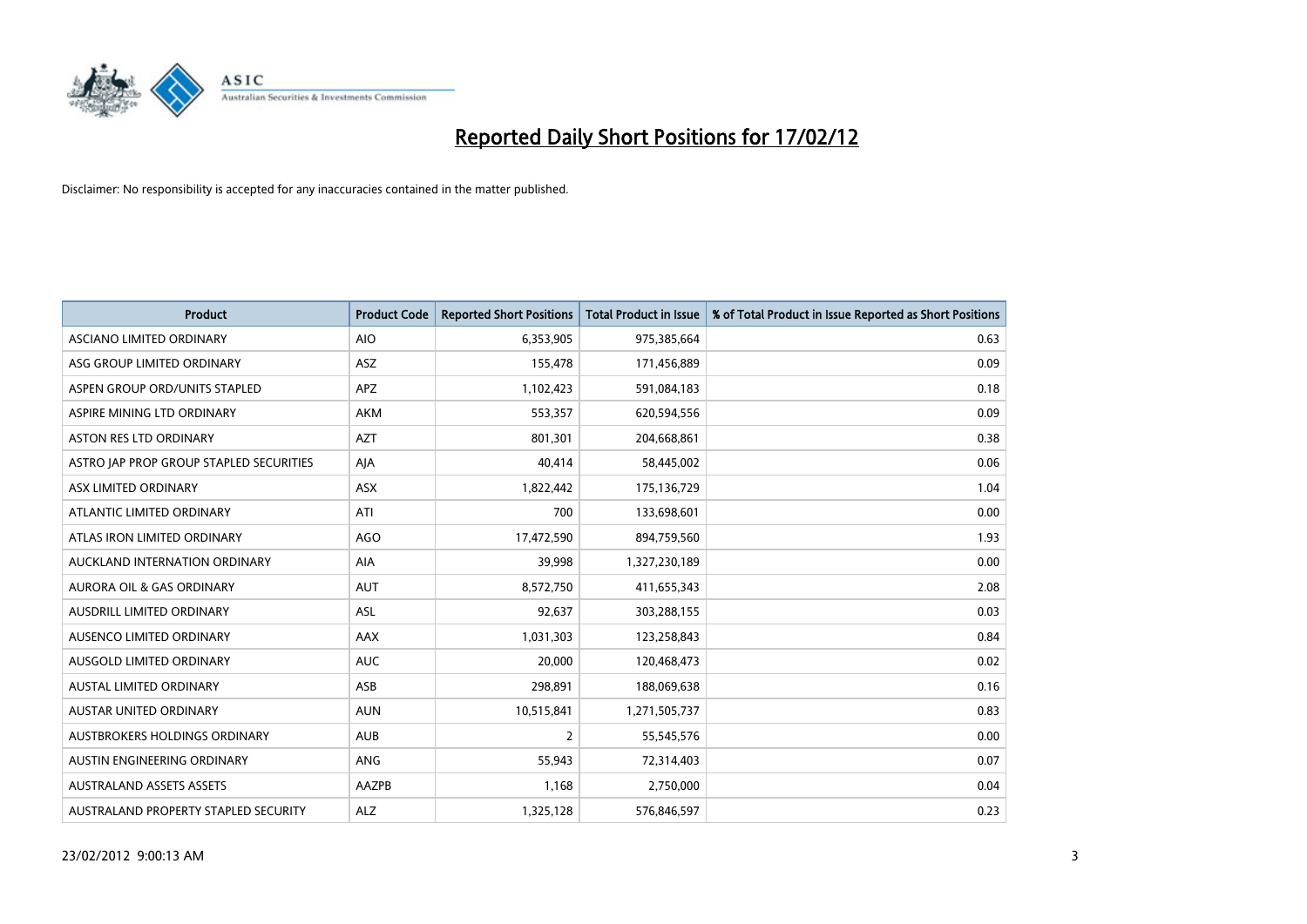# Reported Daily Short Positions for 17/02/12

Disclaimer: No responsibility is accepted for any inaccuracies contained in the matter published.

| Product | Product Code | Reported Short Positions | Total Product in Issue | % of Total Product in Issue Reported as Short Positions |
|---|---|---|---|---|
| ASCIANO LIMITED ORDINARY | AIO | 6,353,905 | 975,385,664 | 0.63 |
| ASG GROUP LIMITED ORDINARY | ASZ | 155,478 | 171,456,889 | 0.09 |
| ASPEN GROUP ORD/UNITS STAPLED | APZ | 1,102,423 | 591,084,183 | 0.18 |
| ASPIRE MINING LTD ORDINARY | AKM | 553,357 | 620,594,556 | 0.09 |
| ASTON RES LTD ORDINARY | AZT | 801,301 | 204,668,861 | 0.38 |
| ASTRO JAP PROP GROUP STAPLED SECURITIES | AJA | 40,414 | 58,445,002 | 0.06 |
| ASX LIMITED ORDINARY | ASX | 1,822,442 | 175,136,729 | 1.04 |
| ATLANTIC LIMITED ORDINARY | ATI | 700 | 133,698,601 | 0.00 |
| ATLAS IRON LIMITED ORDINARY | AGO | 17,472,590 | 894,759,560 | 1.93 |
| AUCKLAND INTERNATION ORDINARY | AIA | 39,998 | 1,327,230,189 | 0.00 |
| AURORA OIL & GAS ORDINARY | AUT | 8,572,750 | 411,655,343 | 2.08 |
| AUSDRILL LIMITED ORDINARY | ASL | 92,637 | 303,288,155 | 0.03 |
| AUSENCO LIMITED ORDINARY | AAX | 1,031,303 | 123,258,843 | 0.84 |
| AUSGOLD LIMITED ORDINARY | AUC | 20,000 | 120,468,473 | 0.02 |
| AUSTAL LIMITED ORDINARY | ASB | 298,891 | 188,069,638 | 0.16 |
| AUSTAR UNITED ORDINARY | AUN | 10,515,841 | 1,271,505,737 | 0.83 |
| AUSTBROKERS HOLDINGS ORDINARY | AUB | 2 | 55,545,576 | 0.00 |
| AUSTIN ENGINEERING ORDINARY | ANG | 55,943 | 72,314,403 | 0.07 |
| AUSTRALAND ASSETS ASSETS | AAZPB | 1,168 | 2,750,000 | 0.04 |
| AUSTRALAND PROPERTY STAPLED SECURITY | ALZ | 1,325,128 | 576,846,597 | 0.23 |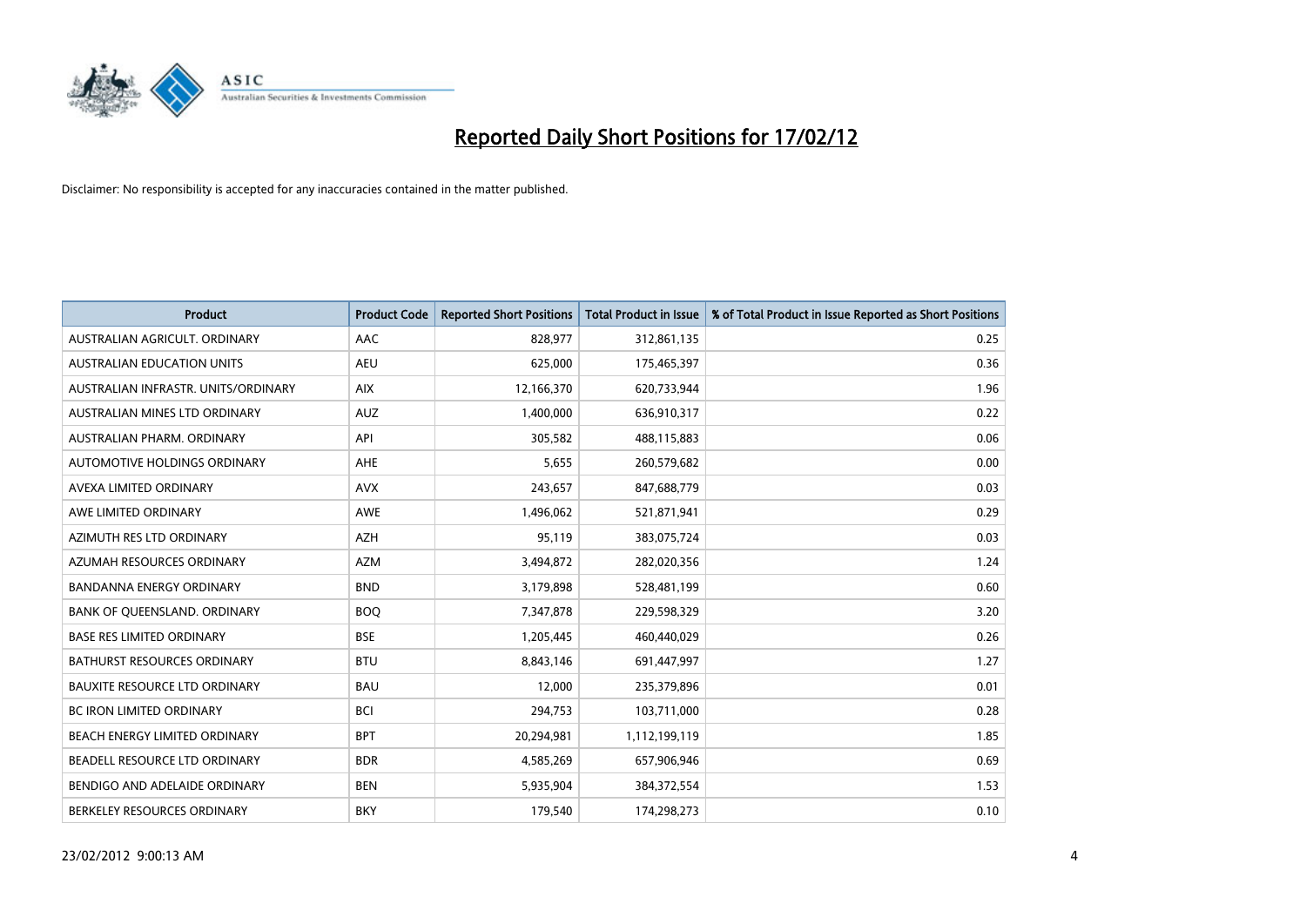# Reported Daily Short Positions for 17/02/12

Disclaimer: No responsibility is accepted for any inaccuracies contained in the matter published.

| Product | Product Code | Reported Short Positions | Total Product in Issue | % of Total Product in Issue Reported as Short Positions |
|---|---|---|---|---|
| AUSTRALIAN AGRICULT. ORDINARY | AAC | 828,977 | 312,861,135 | 0.25 |
| AUSTRALIAN EDUCATION UNITS | AEU | 625,000 | 175,465,397 | 0.36 |
| AUSTRALIAN INFRASTR. UNITS/ORDINARY | AIX | 12,166,370 | 620,733,944 | 1.96 |
| AUSTRALIAN MINES LTD ORDINARY | AUZ | 1,400,000 | 636,910,317 | 0.22 |
| AUSTRALIAN PHARM. ORDINARY | API | 305,582 | 488,115,883 | 0.06 |
| AUTOMOTIVE HOLDINGS ORDINARY | AHE | 5,655 | 260,579,682 | 0.00 |
| AVEXA LIMITED ORDINARY | AVX | 243,657 | 847,688,779 | 0.03 |
| AWE LIMITED ORDINARY | AWE | 1,496,062 | 521,871,941 | 0.29 |
| AZIMUTH RES LTD ORDINARY | AZH | 95,119 | 383,075,724 | 0.03 |
| AZUMAH RESOURCES ORDINARY | AZM | 3,494,872 | 282,020,356 | 1.24 |
| BANDANNA ENERGY ORDINARY | BND | 3,179,898 | 528,481,199 | 0.60 |
| BANK OF QUEENSLAND. ORDINARY | BOQ | 7,347,878 | 229,598,329 | 3.20 |
| BASE RES LIMITED ORDINARY | BSE | 1,205,445 | 460,440,029 | 0.26 |
| BATHURST RESOURCES ORDINARY | BTU | 8,843,146 | 691,447,997 | 1.27 |
| BAUXITE RESOURCE LTD ORDINARY | BAU | 12,000 | 235,379,896 | 0.01 |
| BC IRON LIMITED ORDINARY | BCI | 294,753 | 103,711,000 | 0.28 |
| BEACH ENERGY LIMITED ORDINARY | BPT | 20,294,981 | 1,112,199,119 | 1.85 |
| BEADELL RESOURCE LTD ORDINARY | BDR | 4,585,269 | 657,906,946 | 0.69 |
| BENDIGO AND ADELAIDE ORDINARY | BEN | 5,935,904 | 384,372,554 | 1.53 |
| BERKELEY RESOURCES ORDINARY | BKY | 179,540 | 174,298,273 | 0.10 |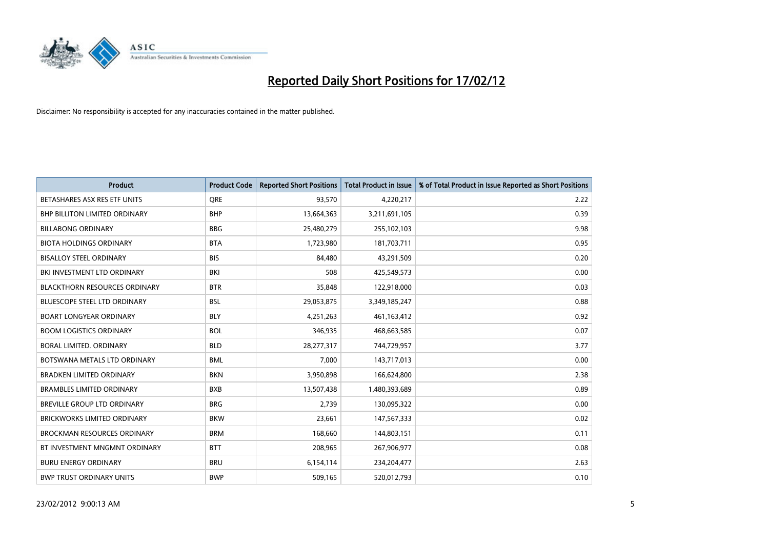# Reported Daily Short Positions for 17/02/12

Disclaimer: No responsibility is accepted for any inaccuracies contained in the matter published.

| Product | Product Code | Reported Short Positions | Total Product in Issue | % of Total Product in Issue Reported as Short Positions |
|---|---|---|---|---|
| BETASHARES ASX RES ETF UNITS | QRE | 93,570 | 4,220,217 | 2.22 |
| BHP BILLITON LIMITED ORDINARY | BHP | 13,664,363 | 3,211,691,105 | 0.39 |
| BILLABONG ORDINARY | BBG | 25,480,279 | 255,102,103 | 9.98 |
| BIOTA HOLDINGS ORDINARY | BTA | 1,723,980 | 181,703,711 | 0.95 |
| BISALLOY STEEL ORDINARY | BIS | 84,480 | 43,291,509 | 0.20 |
| BKI INVESTMENT LTD ORDINARY | BKI | 508 | 425,549,573 | 0.00 |
| BLACKTHORN RESOURCES ORDINARY | BTR | 35,848 | 122,918,000 | 0.03 |
| BLUESCOPE STEEL LTD ORDINARY | BSL | 29,053,875 | 3,349,185,247 | 0.88 |
| BOART LONGYEAR ORDINARY | BLY | 4,251,263 | 461,163,412 | 0.92 |
| BOOM LOGISTICS ORDINARY | BOL | 346,935 | 468,663,585 | 0.07 |
| BORAL LIMITED. ORDINARY | BLD | 28,277,317 | 744,729,957 | 3.77 |
| BOTSWANA METALS LTD ORDINARY | BML | 7,000 | 143,717,013 | 0.00 |
| BRADKEN LIMITED ORDINARY | BKN | 3,950,898 | 166,624,800 | 2.38 |
| BRAMBLES LIMITED ORDINARY | BXB | 13,507,438 | 1,480,393,689 | 0.89 |
| BREVILLE GROUP LTD ORDINARY | BRG | 2,739 | 130,095,322 | 0.00 |
| BRICKWORKS LIMITED ORDINARY | BKW | 23,661 | 147,567,333 | 0.02 |
| BROCKMAN RESOURCES ORDINARY | BRM | 168,660 | 144,803,151 | 0.11 |
| BT INVESTMENT MNGMNT ORDINARY | BTT | 208,965 | 267,906,977 | 0.08 |
| BURU ENERGY ORDINARY | BRU | 6,154,114 | 234,204,477 | 2.63 |
| BWP TRUST ORDINARY UNITS | BWP | 509,165 | 520,012,793 | 0.10 |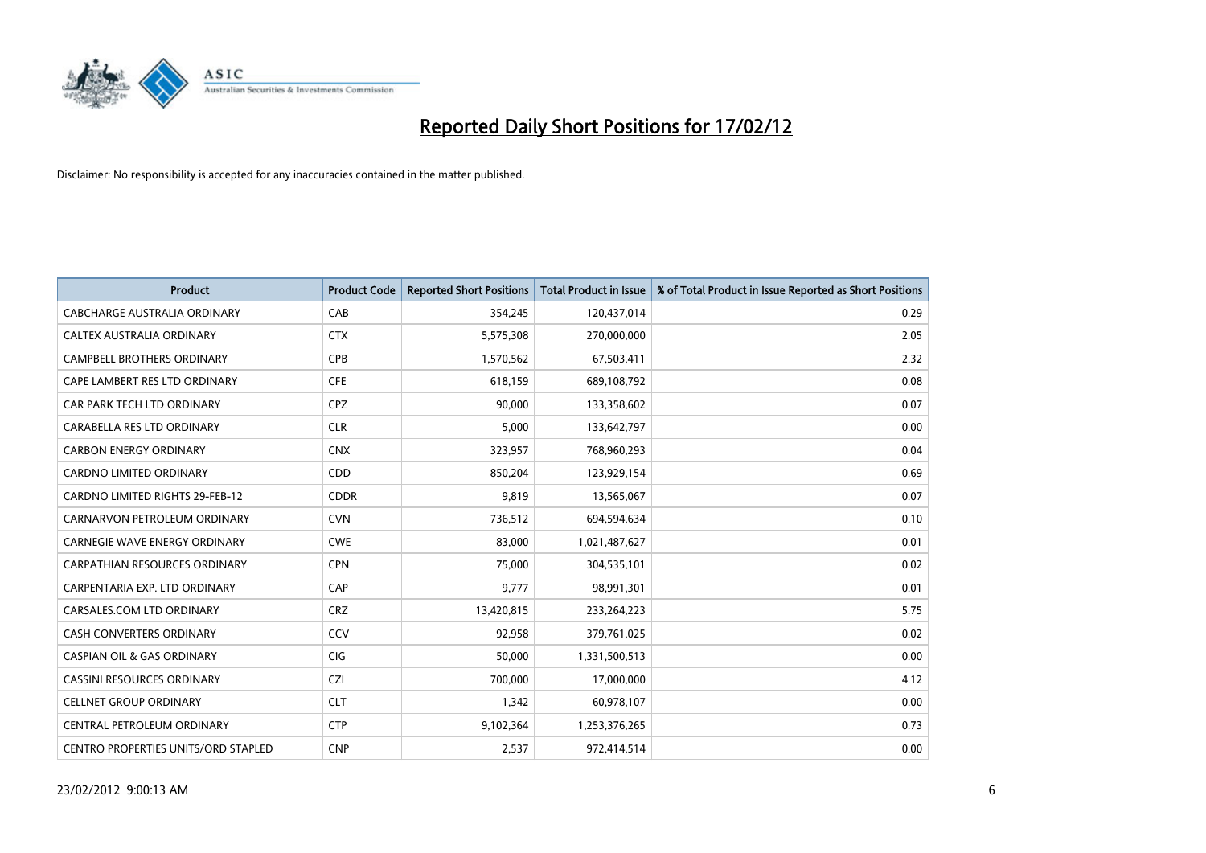# Reported Daily Short Positions for 17/02/12

Disclaimer: No responsibility is accepted for any inaccuracies contained in the matter published.

| Product | Product Code | Reported Short Positions | Total Product in Issue | % of Total Product in Issue Reported as Short Positions |
|---|---|---|---|---|
| CABCHARGE AUSTRALIA ORDINARY | CAB | 354,245 | 120,437,014 | 0.29 |
| CALTEX AUSTRALIA ORDINARY | CTX | 5,575,308 | 270,000,000 | 2.05 |
| CAMPBELL BROTHERS ORDINARY | CPB | 1,570,562 | 67,503,411 | 2.32 |
| CAPE LAMBERT RES LTD ORDINARY | CFE | 618,159 | 689,108,792 | 0.08 |
| CAR PARK TECH LTD ORDINARY | CPZ | 90,000 | 133,358,602 | 0.07 |
| CARABELLA RES LTD ORDINARY | CLR | 5,000 | 133,642,797 | 0.00 |
| CARBON ENERGY ORDINARY | CNX | 323,957 | 768,960,293 | 0.04 |
| CARDNO LIMITED ORDINARY | CDD | 850,204 | 123,929,154 | 0.69 |
| CARDNO LIMITED RIGHTS 29-FEB-12 | CDDR | 9,819 | 13,565,067 | 0.07 |
| CARNARVON PETROLEUM ORDINARY | CVN | 736,512 | 694,594,634 | 0.10 |
| CARNEGIE WAVE ENERGY ORDINARY | CWE | 83,000 | 1,021,487,627 | 0.01 |
| CARPATHIAN RESOURCES ORDINARY | CPN | 75,000 | 304,535,101 | 0.02 |
| CARPENTARIA EXP. LTD ORDINARY | CAP | 9,777 | 98,991,301 | 0.01 |
| CARSALES.COM LTD ORDINARY | CRZ | 13,420,815 | 233,264,223 | 5.75 |
| CASH CONVERTERS ORDINARY | CCV | 92,958 | 379,761,025 | 0.02 |
| CASPIAN OIL & GAS ORDINARY | CIG | 50,000 | 1,331,500,513 | 0.00 |
| CASSINI RESOURCES ORDINARY | CZI | 700,000 | 17,000,000 | 4.12 |
| CELLNET GROUP ORDINARY | CLT | 1,342 | 60,978,107 | 0.00 |
| CENTRAL PETROLEUM ORDINARY | CTP | 9,102,364 | 1,253,376,265 | 0.73 |
| CENTRO PROPERTIES UNITS/ORD STAPLED | CNP | 2,537 | 972,414,514 | 0.00 |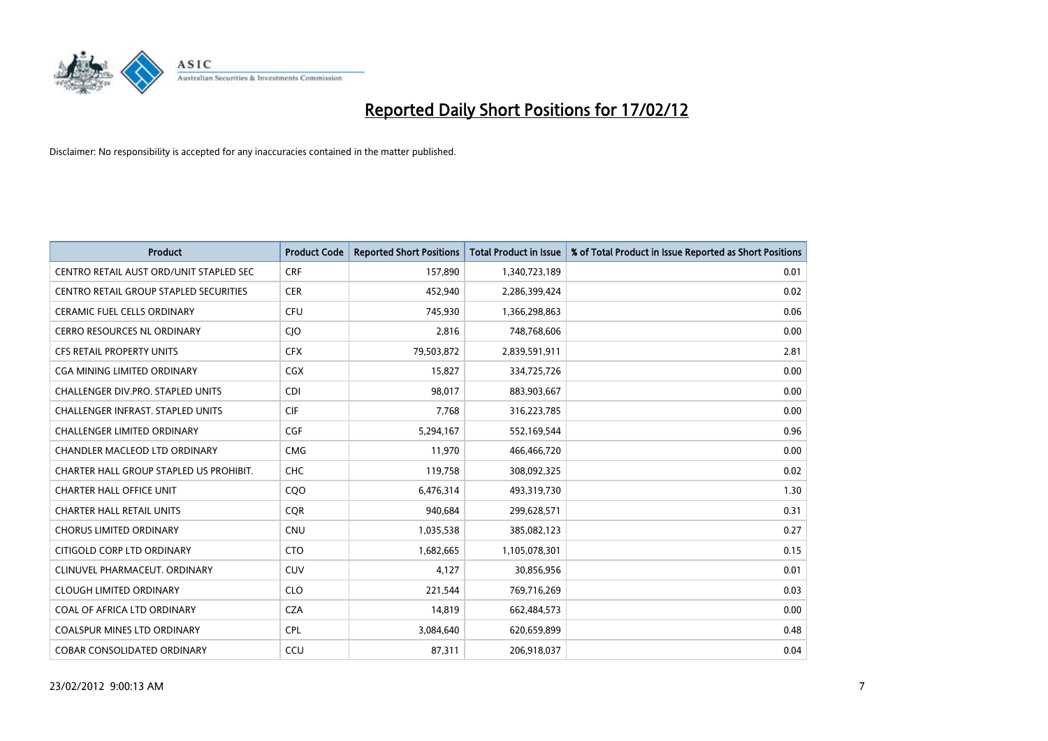# Reported Daily Short Positions for 17/02/12

Disclaimer: No responsibility is accepted for any inaccuracies contained in the matter published.

| Product | Product Code | Reported Short Positions | Total Product in Issue | % of Total Product in Issue Reported as Short Positions |
|---|---|---|---|---|
| CENTRO RETAIL AUST ORD/UNIT STAPLED SEC | CRF | 157,890 | 1,340,723,189 | 0.01 |
| CENTRO RETAIL GROUP STAPLED SECURITIES | CER | 452,940 | 2,286,399,424 | 0.02 |
| CERAMIC FUEL CELLS ORDINARY | CFU | 745,930 | 1,366,298,863 | 0.06 |
| CERRO RESOURCES NL ORDINARY | CJO | 2,816 | 748,768,606 | 0.00 |
| CFS RETAIL PROPERTY UNITS | CFX | 79,503,872 | 2,839,591,911 | 2.81 |
| CGA MINING LIMITED ORDINARY | CGX | 15,827 | 334,725,726 | 0.00 |
| CHALLENGER DIV.PRO. STAPLED UNITS | CDI | 98,017 | 883,903,667 | 0.00 |
| CHALLENGER INFRAST. STAPLED UNITS | CIF | 7,768 | 316,223,785 | 0.00 |
| CHALLENGER LIMITED ORDINARY | CGF | 5,294,167 | 552,169,544 | 0.96 |
| CHANDLER MACLEOD LTD ORDINARY | CMG | 11,970 | 466,466,720 | 0.00 |
| CHARTER HALL GROUP STAPLED US PROHIBIT. | CHC | 119,758 | 308,092,325 | 0.02 |
| CHARTER HALL OFFICE UNIT | CQO | 6,476,314 | 493,319,730 | 1.30 |
| CHARTER HALL RETAIL UNITS | CQR | 940,684 | 299,628,571 | 0.31 |
| CHORUS LIMITED ORDINARY | CNU | 1,035,538 | 385,082,123 | 0.27 |
| CITIGOLD CORP LTD ORDINARY | CTO | 1,682,665 | 1,105,078,301 | 0.15 |
| CLINUVEL PHARMACEUT. ORDINARY | CUV | 4,127 | 30,856,956 | 0.01 |
| CLOUGH LIMITED ORDINARY | CLO | 221,544 | 769,716,269 | 0.03 |
| COAL OF AFRICA LTD ORDINARY | CZA | 14,819 | 662,484,573 | 0.00 |
| COALSPUR MINES LTD ORDINARY | CPL | 3,084,640 | 620,659,899 | 0.48 |
| COBAR CONSOLIDATED ORDINARY | CCU | 87,311 | 206,918,037 | 0.04 |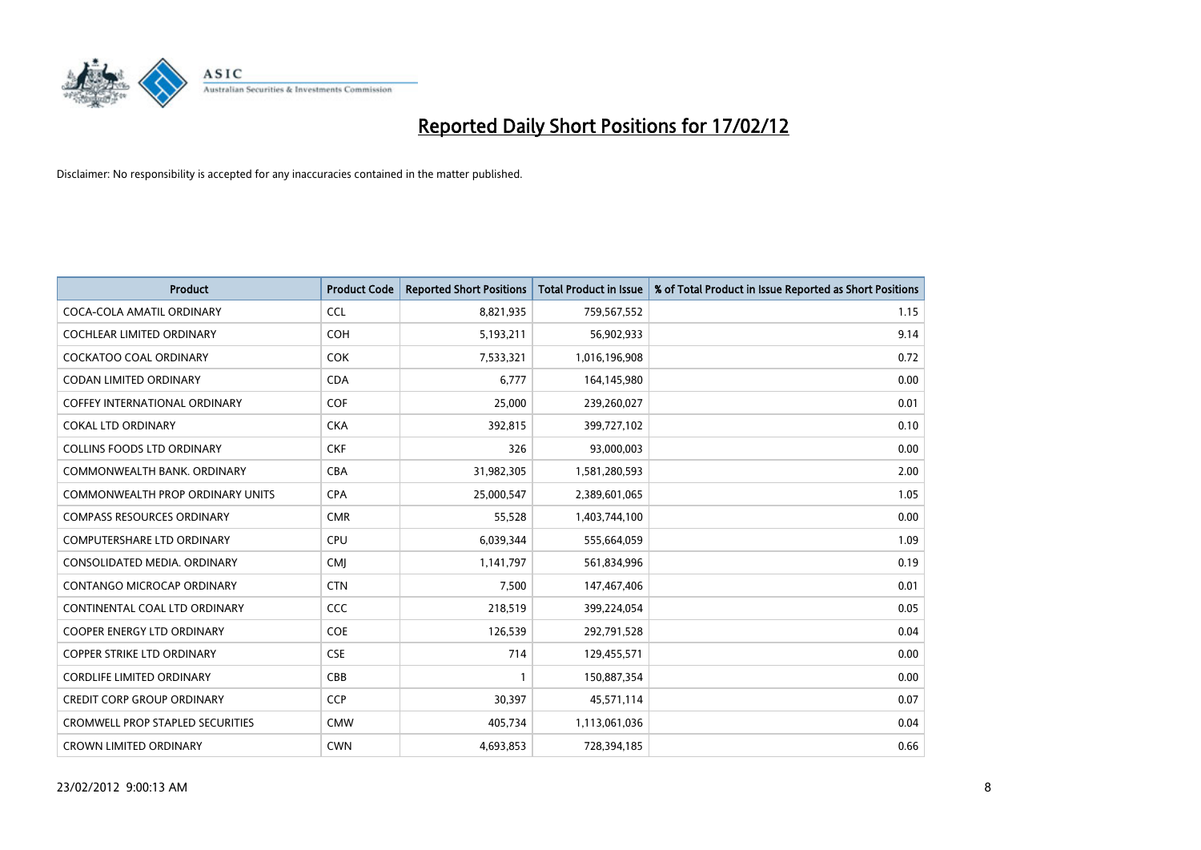# Reported Daily Short Positions for 17/02/12

Disclaimer: No responsibility is accepted for any inaccuracies contained in the matter published.

| Product | Product Code | Reported Short Positions | Total Product in Issue | % of Total Product in Issue Reported as Short Positions |
|---|---|---|---|---|
| COCA-COLA AMATIL ORDINARY | CCL | 8,821,935 | 759,567,552 | 1.15 |
| COCHLEAR LIMITED ORDINARY | COH | 5,193,211 | 56,902,933 | 9.14 |
| COCKATOO COAL ORDINARY | COK | 7,533,321 | 1,016,196,908 | 0.72 |
| CODAN LIMITED ORDINARY | CDA | 6,777 | 164,145,980 | 0.00 |
| COFFEY INTERNATIONAL ORDINARY | COF | 25,000 | 239,260,027 | 0.01 |
| COKAL LTD ORDINARY | CKA | 392,815 | 399,727,102 | 0.10 |
| COLLINS FOODS LTD ORDINARY | CKF | 326 | 93,000,003 | 0.00 |
| COMMONWEALTH BANK. ORDINARY | CBA | 31,982,305 | 1,581,280,593 | 2.00 |
| COMMONWEALTH PROP ORDINARY UNITS | CPA | 25,000,547 | 2,389,601,065 | 1.05 |
| COMPASS RESOURCES ORDINARY | CMR | 55,528 | 1,403,744,100 | 0.00 |
| COMPUTERSHARE LTD ORDINARY | CPU | 6,039,344 | 555,664,059 | 1.09 |
| CONSOLIDATED MEDIA. ORDINARY | CMJ | 1,141,797 | 561,834,996 | 0.19 |
| CONTANGO MICROCAP ORDINARY | CTN | 7,500 | 147,467,406 | 0.01 |
| CONTINENTAL COAL LTD ORDINARY | CCC | 218,519 | 399,224,054 | 0.05 |
| COOPER ENERGY LTD ORDINARY | COE | 126,539 | 292,791,528 | 0.04 |
| COPPER STRIKE LTD ORDINARY | CSE | 714 | 129,455,571 | 0.00 |
| CORDLIFE LIMITED ORDINARY | CBB | 1 | 150,887,354 | 0.00 |
| CREDIT CORP GROUP ORDINARY | CCP | 30,397 | 45,571,114 | 0.07 |
| CROMWELL PROP STAPLED SECURITIES | CMW | 405,734 | 1,113,061,036 | 0.04 |
| CROWN LIMITED ORDINARY | CWN | 4,693,853 | 728,394,185 | 0.66 |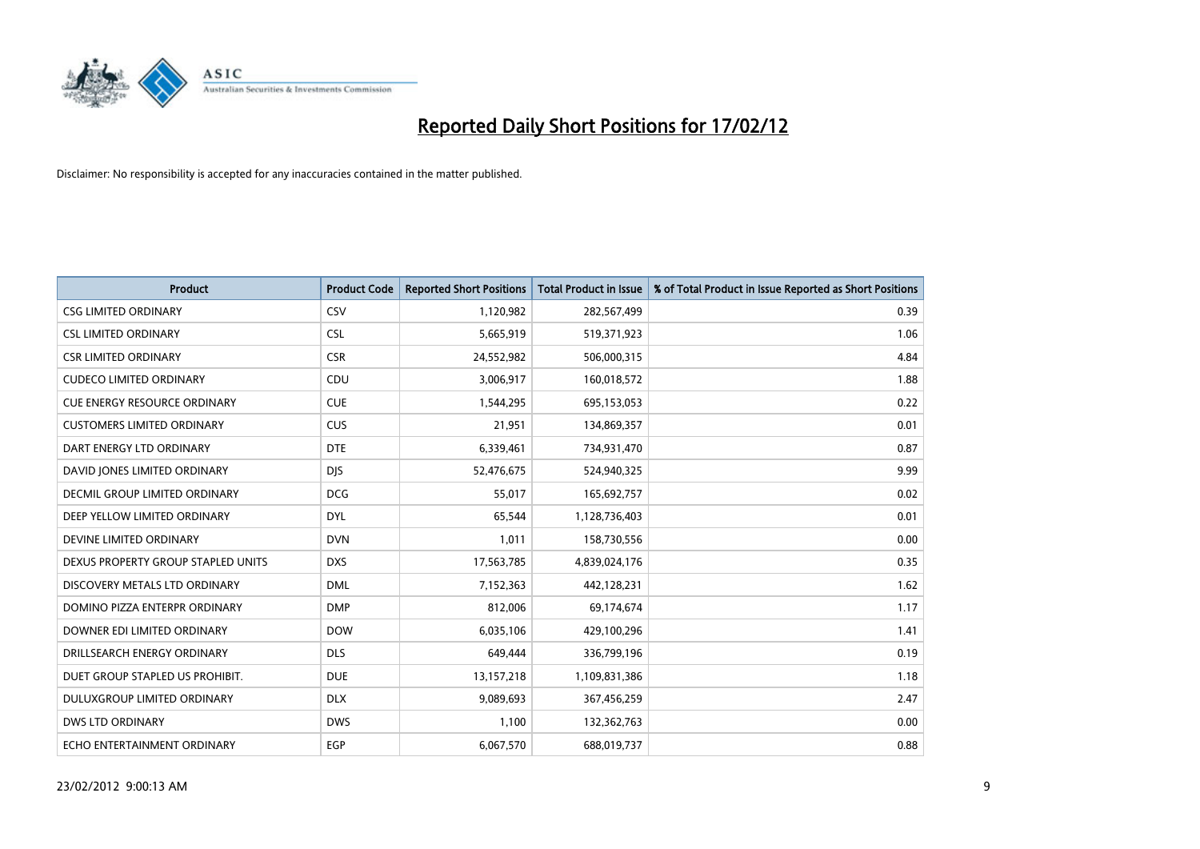# Reported Daily Short Positions for 17/02/12

Disclaimer: No responsibility is accepted for any inaccuracies contained in the matter published.

| Product | Product Code | Reported Short Positions | Total Product in Issue | % of Total Product in Issue Reported as Short Positions |
|---|---|---|---|---|
| CSG LIMITED ORDINARY | CSV | 1,120,982 | 282,567,499 | 0.39 |
| CSL LIMITED ORDINARY | CSL | 5,665,919 | 519,371,923 | 1.06 |
| CSR LIMITED ORDINARY | CSR | 24,552,982 | 506,000,315 | 4.84 |
| CUDECO LIMITED ORDINARY | CDU | 3,006,917 | 160,018,572 | 1.88 |
| CUE ENERGY RESOURCE ORDINARY | CUE | 1,544,295 | 695,153,053 | 0.22 |
| CUSTOMERS LIMITED ORDINARY | CUS | 21,951 | 134,869,357 | 0.01 |
| DART ENERGY LTD ORDINARY | DTE | 6,339,461 | 734,931,470 | 0.87 |
| DAVID JONES LIMITED ORDINARY | DJS | 52,476,675 | 524,940,325 | 9.99 |
| DECMIL GROUP LIMITED ORDINARY | DCG | 55,017 | 165,692,757 | 0.02 |
| DEEP YELLOW LIMITED ORDINARY | DYL | 65,544 | 1,128,736,403 | 0.01 |
| DEVINE LIMITED ORDINARY | DVN | 1,011 | 158,730,556 | 0.00 |
| DEXUS PROPERTY GROUP STAPLED UNITS | DXS | 17,563,785 | 4,839,024,176 | 0.35 |
| DISCOVERY METALS LTD ORDINARY | DML | 7,152,363 | 442,128,231 | 1.62 |
| DOMINO PIZZA ENTERPR ORDINARY | DMP | 812,006 | 69,174,674 | 1.17 |
| DOWNER EDI LIMITED ORDINARY | DOW | 6,035,106 | 429,100,296 | 1.41 |
| DRILLSEARCH ENERGY ORDINARY | DLS | 649,444 | 336,799,196 | 0.19 |
| DUET GROUP STAPLED US PROHIBIT. | DUE | 13,157,218 | 1,109,831,386 | 1.18 |
| DULUXGROUP LIMITED ORDINARY | DLX | 9,089,693 | 367,456,259 | 2.47 |
| DWS LTD ORDINARY | DWS | 1,100 | 132,362,763 | 0.00 |
| ECHO ENTERTAINMENT ORDINARY | EGP | 6,067,570 | 688,019,737 | 0.88 |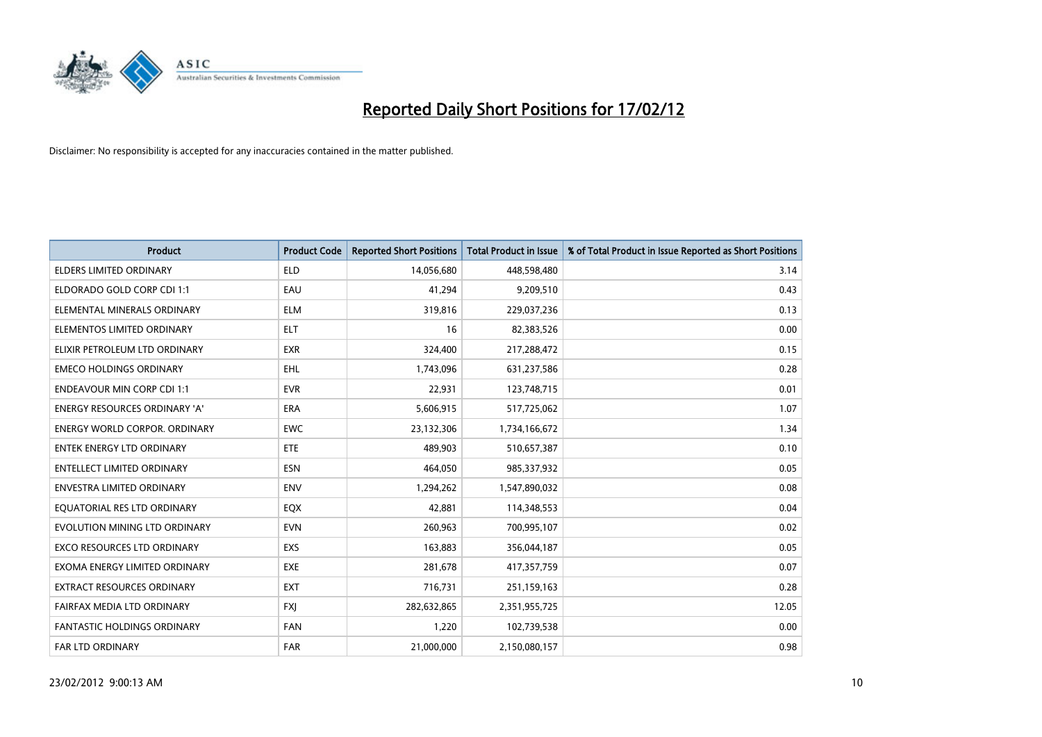# Reported Daily Short Positions for 17/02/12

Disclaimer: No responsibility is accepted for any inaccuracies contained in the matter published.

| Product | Product Code | Reported Short Positions | Total Product in Issue | % of Total Product in Issue Reported as Short Positions |
|---|---|---|---|---|
| ELDERS LIMITED ORDINARY | ELD | 14,056,680 | 448,598,480 | 3.14 |
| ELDORADO GOLD CORP CDI 1:1 | EAU | 41,294 | 9,209,510 | 0.43 |
| ELEMENTAL MINERALS ORDINARY | ELM | 319,816 | 229,037,236 | 0.13 |
| ELEMENTOS LIMITED ORDINARY | ELT | 16 | 82,383,526 | 0.00 |
| ELIXIR PETROLEUM LTD ORDINARY | EXR | 324,400 | 217,288,472 | 0.15 |
| EMECO HOLDINGS ORDINARY | EHL | 1,743,096 | 631,237,586 | 0.28 |
| ENDEAVOUR MIN CORP CDI 1:1 | EVR | 22,931 | 123,748,715 | 0.01 |
| ENERGY RESOURCES ORDINARY 'A' | ERA | 5,606,915 | 517,725,062 | 1.07 |
| ENERGY WORLD CORPOR. ORDINARY | EWC | 23,132,306 | 1,734,166,672 | 1.34 |
| ENTEK ENERGY LTD ORDINARY | ETE | 489,903 | 510,657,387 | 0.10 |
| ENTELLECT LIMITED ORDINARY | ESN | 464,050 | 985,337,932 | 0.05 |
| ENVESTRA LIMITED ORDINARY | ENV | 1,294,262 | 1,547,890,032 | 0.08 |
| EQUATORIAL RES LTD ORDINARY | EQX | 42,881 | 114,348,553 | 0.04 |
| EVOLUTION MINING LTD ORDINARY | EVN | 260,963 | 700,995,107 | 0.02 |
| EXCO RESOURCES LTD ORDINARY | EXS | 163,883 | 356,044,187 | 0.05 |
| EXOMA ENERGY LIMITED ORDINARY | EXE | 281,678 | 417,357,759 | 0.07 |
| EXTRACT RESOURCES ORDINARY | EXT | 716,731 | 251,159,163 | 0.28 |
| FAIRFAX MEDIA LTD ORDINARY | FXJ | 282,632,865 | 2,351,955,725 | 12.05 |
| FANTASTIC HOLDINGS ORDINARY | FAN | 1,220 | 102,739,538 | 0.00 |
| FAR LTD ORDINARY | FAR | 21,000,000 | 2,150,080,157 | 0.98 |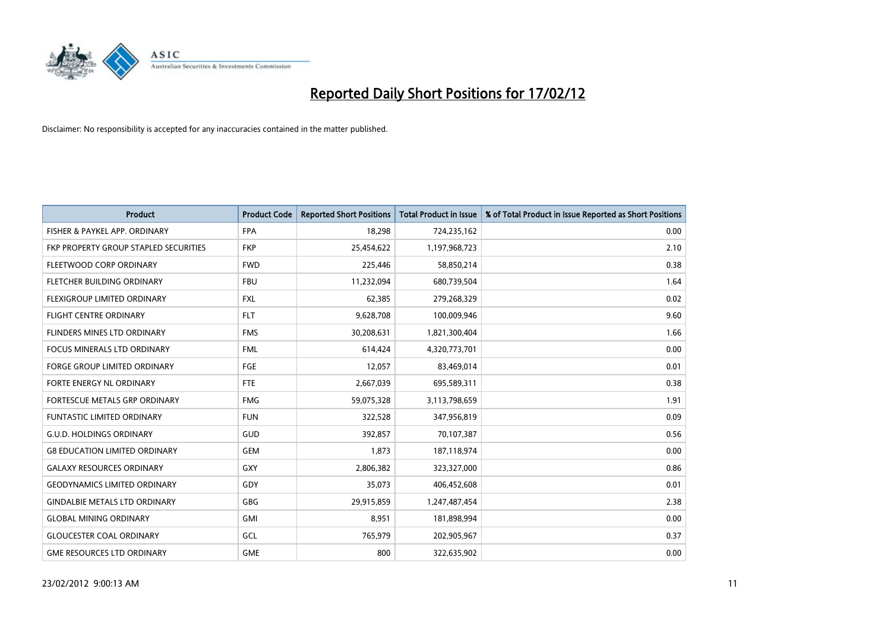# Reported Daily Short Positions for 17/02/12

Disclaimer: No responsibility is accepted for any inaccuracies contained in the matter published.

| Product | Product Code | Reported Short Positions | Total Product in Issue | % of Total Product in Issue Reported as Short Positions |
|---|---|---|---|---|
| FISHER & PAYKEL APP. ORDINARY | FPA | 18,298 | 724,235,162 | 0.00 |
| FKP PROPERTY GROUP STAPLED SECURITIES | FKP | 25,454,622 | 1,197,968,723 | 2.10 |
| FLEETWOOD CORP ORDINARY | FWD | 225,446 | 58,850,214 | 0.38 |
| FLETCHER BUILDING ORDINARY | FBU | 11,232,094 | 680,739,504 | 1.64 |
| FLEXIGROUP LIMITED ORDINARY | FXL | 62,385 | 279,268,329 | 0.02 |
| FLIGHT CENTRE ORDINARY | FLT | 9,628,708 | 100,009,946 | 9.60 |
| FLINDERS MINES LTD ORDINARY | FMS | 30,208,631 | 1,821,300,404 | 1.66 |
| FOCUS MINERALS LTD ORDINARY | FML | 614,424 | 4,320,773,701 | 0.00 |
| FORGE GROUP LIMITED ORDINARY | FGE | 12,057 | 83,469,014 | 0.01 |
| FORTE ENERGY NL ORDINARY | FTE | 2,667,039 | 695,589,311 | 0.38 |
| FORTESCUE METALS GRP ORDINARY | FMG | 59,075,328 | 3,113,798,659 | 1.91 |
| FUNTASTIC LIMITED ORDINARY | FUN | 322,528 | 347,956,819 | 0.09 |
| G.U.D. HOLDINGS ORDINARY | GUD | 392,857 | 70,107,387 | 0.56 |
| G8 EDUCATION LIMITED ORDINARY | GEM | 1,873 | 187,118,974 | 0.00 |
| GALAXY RESOURCES ORDINARY | GXY | 2,806,382 | 323,327,000 | 0.86 |
| GEODYNAMICS LIMITED ORDINARY | GDY | 35,073 | 406,452,608 | 0.01 |
| GINDALBIE METALS LTD ORDINARY | GBG | 29,915,859 | 1,247,487,454 | 2.38 |
| GLOBAL MINING ORDINARY | GMI | 8,951 | 181,898,994 | 0.00 |
| GLOUCESTER COAL ORDINARY | GCL | 765,979 | 202,905,967 | 0.37 |
| GME RESOURCES LTD ORDINARY | GME | 800 | 322,635,902 | 0.00 |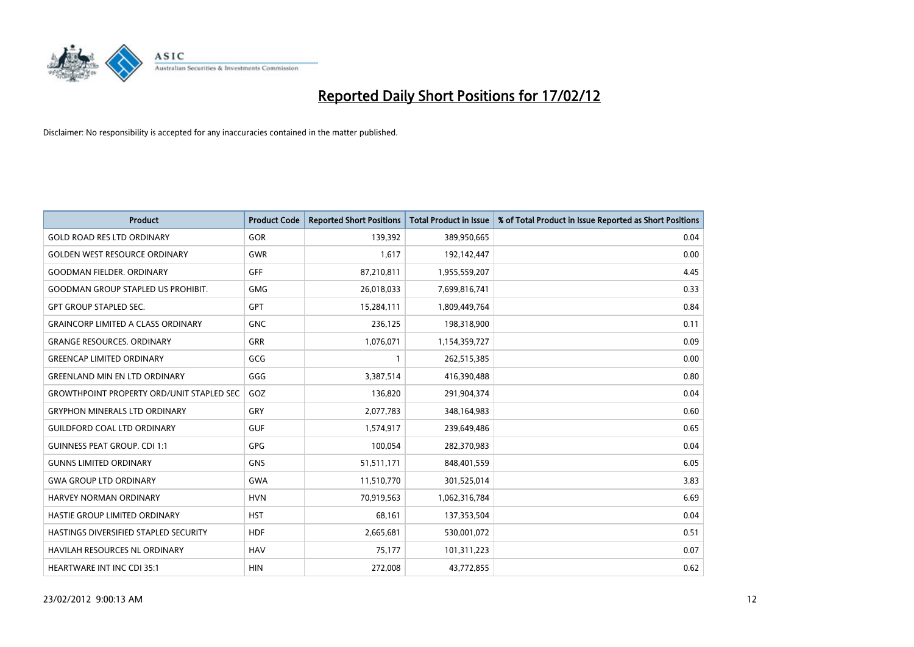# Reported Daily Short Positions for 17/02/12

Disclaimer: No responsibility is accepted for any inaccuracies contained in the matter published.

| Product | Product Code | Reported Short Positions | Total Product in Issue | % of Total Product in Issue Reported as Short Positions |
|---|---|---|---|---|
| GOLD ROAD RES LTD ORDINARY | GOR | 139,392 | 389,950,665 | 0.04 |
| GOLDEN WEST RESOURCE ORDINARY | GWR | 1,617 | 192,142,447 | 0.00 |
| GOODMAN FIELDER. ORDINARY | GFF | 87,210,811 | 1,955,559,207 | 4.45 |
| GOODMAN GROUP STAPLED US PROHIBIT. | GMG | 26,018,033 | 7,699,816,741 | 0.33 |
| GPT GROUP STAPLED SEC. | GPT | 15,284,111 | 1,809,449,764 | 0.84 |
| GRAINCORP LIMITED A CLASS ORDINARY | GNC | 236,125 | 198,318,900 | 0.11 |
| GRANGE RESOURCES. ORDINARY | GRR | 1,076,071 | 1,154,359,727 | 0.09 |
| GREENCAP LIMITED ORDINARY | GCG | 1 | 262,515,385 | 0.00 |
| GREENLAND MIN EN LTD ORDINARY | GGG | 3,387,514 | 416,390,488 | 0.80 |
| GROWTHPOINT PROPERTY ORD/UNIT STAPLED SEC | GOZ | 136,820 | 291,904,374 | 0.04 |
| GRYPHON MINERALS LTD ORDINARY | GRY | 2,077,783 | 348,164,983 | 0.60 |
| GUILDFORD COAL LTD ORDINARY | GUF | 1,574,917 | 239,649,486 | 0.65 |
| GUINNESS PEAT GROUP. CDI 1:1 | GPG | 100,054 | 282,370,983 | 0.04 |
| GUNNS LIMITED ORDINARY | GNS | 51,511,171 | 848,401,559 | 6.05 |
| GWA GROUP LTD ORDINARY | GWA | 11,510,770 | 301,525,014 | 3.83 |
| HARVEY NORMAN ORDINARY | HVN | 70,919,563 | 1,062,316,784 | 6.69 |
| HASTIE GROUP LIMITED ORDINARY | HST | 68,161 | 137,353,504 | 0.04 |
| HASTINGS DIVERSIFIED STAPLED SECURITY | HDF | 2,665,681 | 530,001,072 | 0.51 |
| HAVILAH RESOURCES NL ORDINARY | HAV | 75,177 | 101,311,223 | 0.07 |
| HEARTWARE INT INC CDI 35:1 | HIN | 272,008 | 43,772,855 | 0.62 |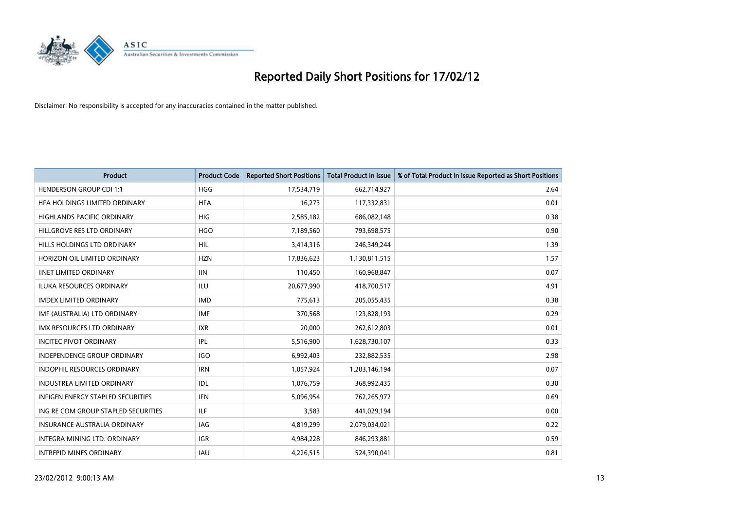# Reported Daily Short Positions for 17/02/12

Disclaimer: No responsibility is accepted for any inaccuracies contained in the matter published.

| Product | Product Code | Reported Short Positions | Total Product in Issue | % of Total Product in Issue Reported as Short Positions |
|---|---|---|---|---|
| HENDERSON GROUP CDI 1:1 | HGG | 17,534,719 | 662,714,927 | 2.64 |
| HFA HOLDINGS LIMITED ORDINARY | HFA | 16,273 | 117,332,831 | 0.01 |
| HIGHLANDS PACIFIC ORDINARY | HIG | 2,585,182 | 686,082,148 | 0.38 |
| HILLGROVE RES LTD ORDINARY | HGO | 7,189,560 | 793,698,575 | 0.90 |
| HILLS HOLDINGS LTD ORDINARY | HIL | 3,414,316 | 246,349,244 | 1.39 |
| HORIZON OIL LIMITED ORDINARY | HZN | 17,836,623 | 1,130,811,515 | 1.57 |
| IINET LIMITED ORDINARY | IIN | 110,450 | 160,968,847 | 0.07 |
| ILUKA RESOURCES ORDINARY | ILU | 20,677,990 | 418,700,517 | 4.91 |
| IMDEX LIMITED ORDINARY | IMD | 775,613 | 205,055,435 | 0.38 |
| IMF (AUSTRALIA) LTD ORDINARY | IMF | 370,568 | 123,828,193 | 0.29 |
| IMX RESOURCES LTD ORDINARY | IXR | 20,000 | 262,612,803 | 0.01 |
| INCITEC PIVOT ORDINARY | IPL | 5,516,900 | 1,628,730,107 | 0.33 |
| INDEPENDENCE GROUP ORDINARY | IGO | 6,992,403 | 232,882,535 | 2.98 |
| INDOPHIL RESOURCES ORDINARY | IRN | 1,057,924 | 1,203,146,194 | 0.07 |
| INDUSTREA LIMITED ORDINARY | IDL | 1,076,759 | 368,992,435 | 0.30 |
| INFIGEN ENERGY STAPLED SECURITIES | IFN | 5,096,954 | 762,265,972 | 0.69 |
| ING RE COM GROUP STAPLED SECURITIES | ILF | 3,583 | 441,029,194 | 0.00 |
| INSURANCE AUSTRALIA ORDINARY | IAG | 4,819,299 | 2,079,034,021 | 0.22 |
| INTEGRA MINING LTD. ORDINARY | IGR | 4,984,228 | 846,293,881 | 0.59 |
| INTREPID MINES ORDINARY | IAU | 4,226,515 | 524,390,041 | 0.81 |

23/02/2012 9:00:13 AM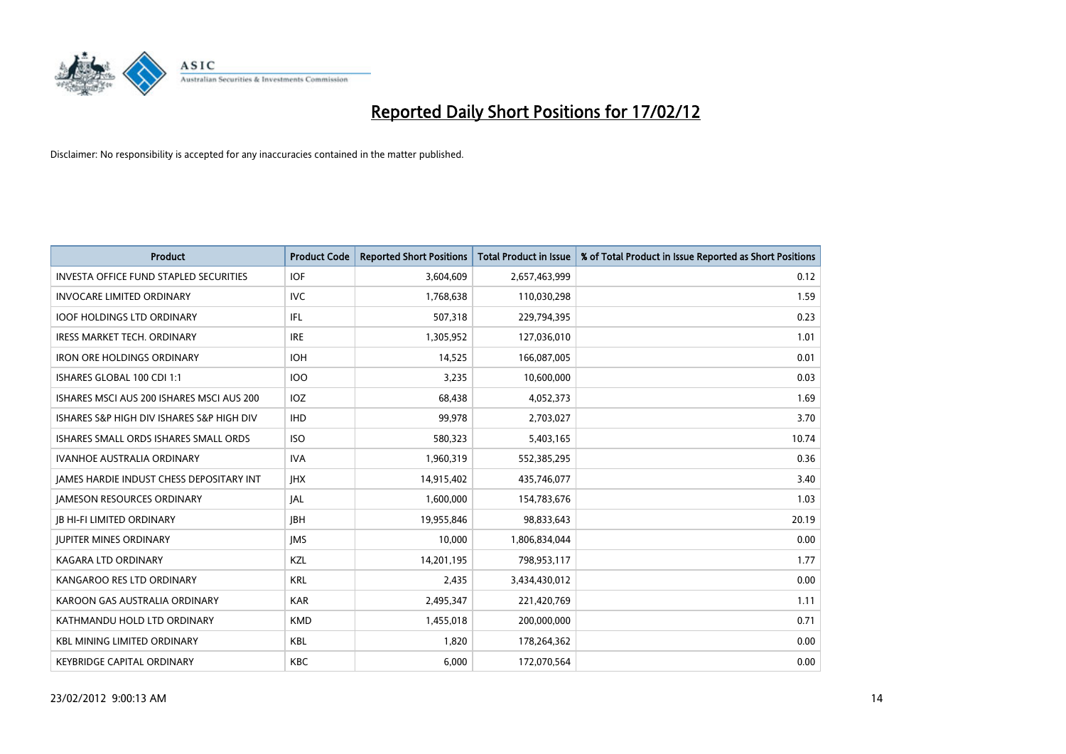# Reported Daily Short Positions for 17/02/12

Disclaimer: No responsibility is accepted for any inaccuracies contained in the matter published.

| Product | Product Code | Reported Short Positions | Total Product in Issue | % of Total Product in Issue Reported as Short Positions |
|---|---|---|---|---|
| INVESTA OFFICE FUND STAPLED SECURITIES | IOF | 3,604,609 | 2,657,463,999 | 0.12 |
| INVOCARE LIMITED ORDINARY | IVC | 1,768,638 | 110,030,298 | 1.59 |
| IOOF HOLDINGS LTD ORDINARY | IFL | 507,318 | 229,794,395 | 0.23 |
| IRESS MARKET TECH. ORDINARY | IRE | 1,305,952 | 127,036,010 | 1.01 |
| IRON ORE HOLDINGS ORDINARY | IOH | 14,525 | 166,087,005 | 0.01 |
| ISHARES GLOBAL 100 CDI 1:1 | IOO | 3,235 | 10,600,000 | 0.03 |
| ISHARES MSCI AUS 200 ISHARES MSCI AUS 200 | IOZ | 68,438 | 4,052,373 | 1.69 |
| ISHARES S&P HIGH DIV ISHARES S&P HIGH DIV | IHD | 99,978 | 2,703,027 | 3.70 |
| ISHARES SMALL ORDS ISHARES SMALL ORDS | ISO | 580,323 | 5,403,165 | 10.74 |
| IVANHOE AUSTRALIA ORDINARY | IVA | 1,960,319 | 552,385,295 | 0.36 |
| JAMES HARDIE INDUST CHESS DEPOSITARY INT | JHX | 14,915,402 | 435,746,077 | 3.40 |
| JAMESON RESOURCES ORDINARY | JAL | 1,600,000 | 154,783,676 | 1.03 |
| JB HI-FI LIMITED ORDINARY | JBH | 19,955,846 | 98,833,643 | 20.19 |
| JUPITER MINES ORDINARY | JMS | 10,000 | 1,806,834,044 | 0.00 |
| KAGARA LTD ORDINARY | KZL | 14,201,195 | 798,953,117 | 1.77 |
| KANGAROO RES LTD ORDINARY | KRL | 2,435 | 3,434,430,012 | 0.00 |
| KAROON GAS AUSTRALIA ORDINARY | KAR | 2,495,347 | 221,420,769 | 1.11 |
| KATHMANDU HOLD LTD ORDINARY | KMD | 1,455,018 | 200,000,000 | 0.71 |
| KBL MINING LIMITED ORDINARY | KBL | 1,820 | 178,264,362 | 0.00 |
| KEYBRIDGE CAPITAL ORDINARY | KBC | 6,000 | 172,070,564 | 0.00 |

23/02/2012 9:00:13 AM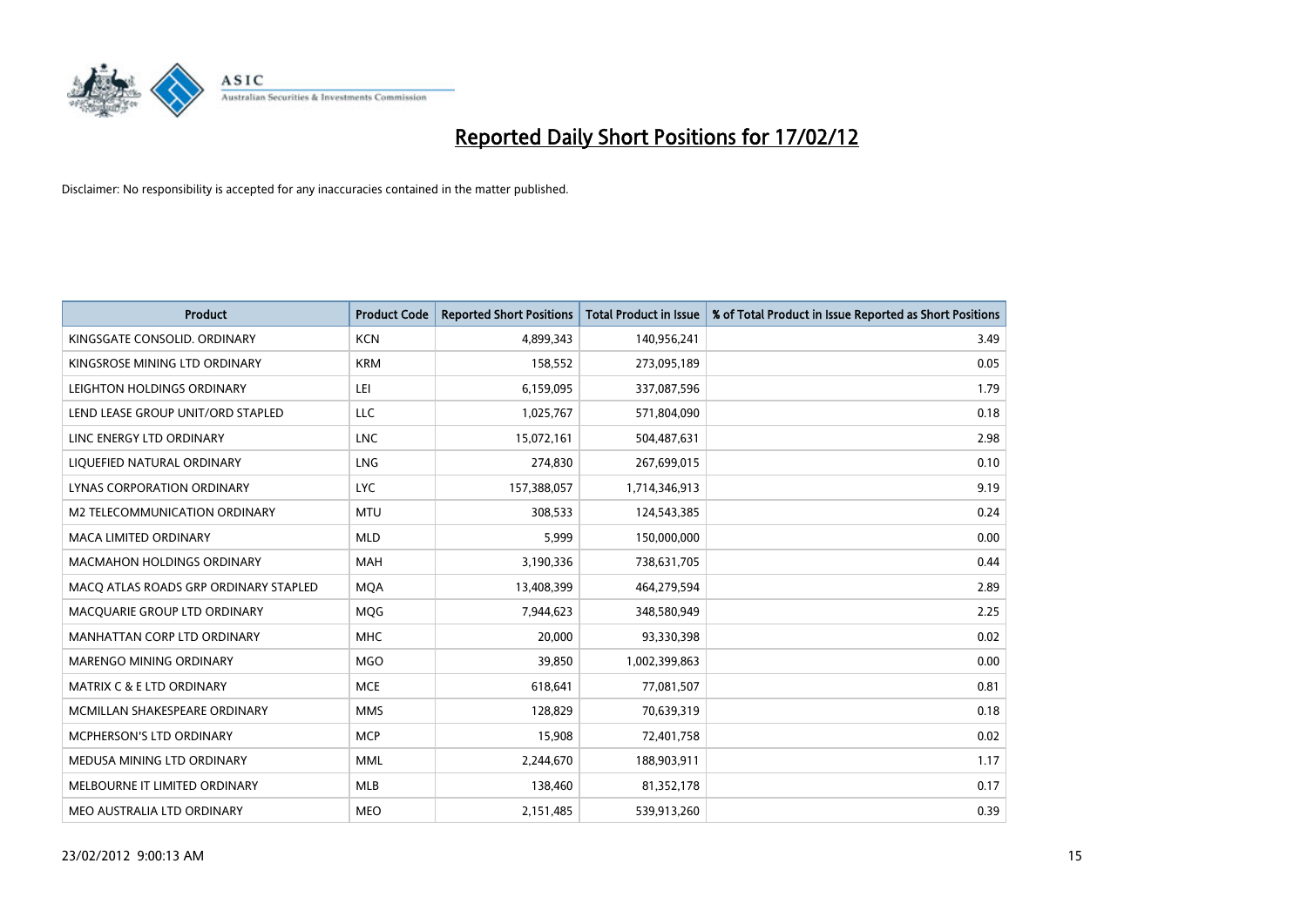# Reported Daily Short Positions for 17/02/12

Disclaimer: No responsibility is accepted for any inaccuracies contained in the matter published.

| Product | Product Code | Reported Short Positions | Total Product in Issue | % of Total Product in Issue Reported as Short Positions |
|---|---|---|---|---|
| KINGSGATE CONSOLID. ORDINARY | KCN | 4,899,343 | 140,956,241 | 3.49 |
| KINGSROSE MINING LTD ORDINARY | KRM | 158,552 | 273,095,189 | 0.05 |
| LEIGHTON HOLDINGS ORDINARY | LEI | 6,159,095 | 337,087,596 | 1.79 |
| LEND LEASE GROUP UNIT/ORD STAPLED | LLC | 1,025,767 | 571,804,090 | 0.18 |
| LINC ENERGY LTD ORDINARY | LNC | 15,072,161 | 504,487,631 | 2.98 |
| LIQUEFIED NATURAL ORDINARY | LNG | 274,830 | 267,699,015 | 0.10 |
| LYNAS CORPORATION ORDINARY | LYC | 157,388,057 | 1,714,346,913 | 9.19 |
| M2 TELECOMMUNICATION ORDINARY | MTU | 308,533 | 124,543,385 | 0.24 |
| MACA LIMITED ORDINARY | MLD | 5,999 | 150,000,000 | 0.00 |
| MACMAHON HOLDINGS ORDINARY | MAH | 3,190,336 | 738,631,705 | 0.44 |
| MACQ ATLAS ROADS GRP ORDINARY STAPLED | MQA | 13,408,399 | 464,279,594 | 2.89 |
| MACQUARIE GROUP LTD ORDINARY | MQG | 7,944,623 | 348,580,949 | 2.25 |
| MANHATTAN CORP LTD ORDINARY | MHC | 20,000 | 93,330,398 | 0.02 |
| MARENGO MINING ORDINARY | MGO | 39,850 | 1,002,399,863 | 0.00 |
| MATRIX C & E LTD ORDINARY | MCE | 618,641 | 77,081,507 | 0.81 |
| MCMILLAN SHAKESPEARE ORDINARY | MMS | 128,829 | 70,639,319 | 0.18 |
| MCPHERSON'S LTD ORDINARY | MCP | 15,908 | 72,401,758 | 0.02 |
| MEDUSA MINING LTD ORDINARY | MML | 2,244,670 | 188,903,911 | 1.17 |
| MELBOURNE IT LIMITED ORDINARY | MLB | 138,460 | 81,352,178 | 0.17 |
| MEO AUSTRALIA LTD ORDINARY | MEO | 2,151,485 | 539,913,260 | 0.39 |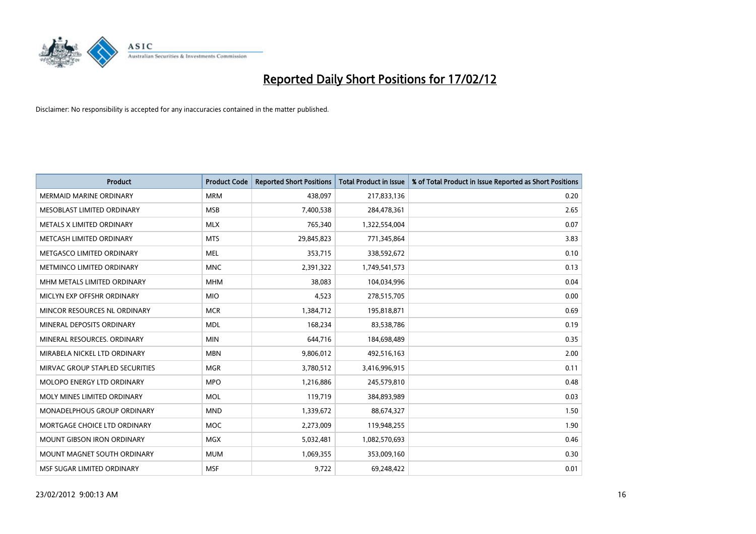# Reported Daily Short Positions for 17/02/12

Disclaimer: No responsibility is accepted for any inaccuracies contained in the matter published.

| Product | Product Code | Reported Short Positions | Total Product in Issue | % of Total Product in Issue Reported as Short Positions |
|---|---|---|---|---|
| MERMAID MARINE ORDINARY | MRM | 438,097 | 217,833,136 | 0.20 |
| MESOBLAST LIMITED ORDINARY | MSB | 7,400,538 | 284,478,361 | 2.65 |
| METALS X LIMITED ORDINARY | MLX | 765,340 | 1,322,554,004 | 0.07 |
| METCASH LIMITED ORDINARY | MTS | 29,845,823 | 771,345,864 | 3.83 |
| METGASCO LIMITED ORDINARY | MEL | 353,715 | 338,592,672 | 0.10 |
| METMINCO LIMITED ORDINARY | MNC | 2,391,322 | 1,749,541,573 | 0.13 |
| MHM METALS LIMITED ORDINARY | MHM | 38,083 | 104,034,996 | 0.04 |
| MICLYN EXP OFFSHR ORDINARY | MIO | 4,523 | 278,515,705 | 0.00 |
| MINCOR RESOURCES NL ORDINARY | MCR | 1,384,712 | 195,818,871 | 0.69 |
| MINERAL DEPOSITS ORDINARY | MDL | 168,234 | 83,538,786 | 0.19 |
| MINERAL RESOURCES. ORDINARY | MIN | 644,716 | 184,698,489 | 0.35 |
| MIRABELA NICKEL LTD ORDINARY | MBN | 9,806,012 | 492,516,163 | 2.00 |
| MIRVAC GROUP STAPLED SECURITIES | MGR | 3,780,512 | 3,416,996,915 | 0.11 |
| MOLOPO ENERGY LTD ORDINARY | MPO | 1,216,886 | 245,579,810 | 0.48 |
| MOLY MINES LIMITED ORDINARY | MOL | 119,719 | 384,893,989 | 0.03 |
| MONADELPHOUS GROUP ORDINARY | MND | 1,339,672 | 88,674,327 | 1.50 |
| MORTGAGE CHOICE LTD ORDINARY | MOC | 2,273,009 | 119,948,255 | 1.90 |
| MOUNT GIBSON IRON ORDINARY | MGX | 5,032,481 | 1,082,570,693 | 0.46 |
| MOUNT MAGNET SOUTH ORDINARY | MUM | 1,069,355 | 353,009,160 | 0.30 |
| MSF SUGAR LIMITED ORDINARY | MSF | 9,722 | 69,248,422 | 0.01 |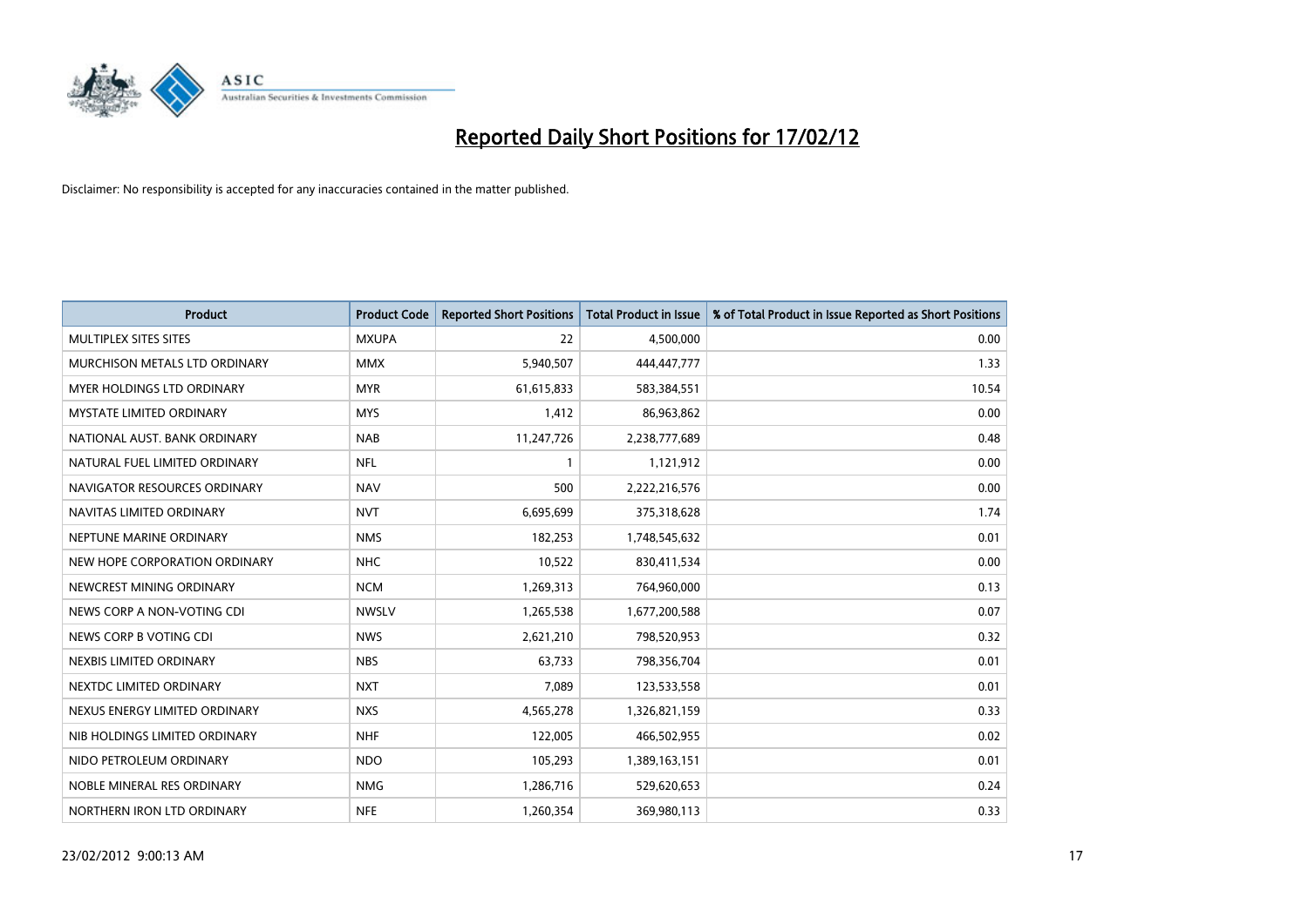# Reported Daily Short Positions for 17/02/12

Disclaimer: No responsibility is accepted for any inaccuracies contained in the matter published.

| Product | Product Code | Reported Short Positions | Total Product in Issue | % of Total Product in Issue Reported as Short Positions |
|---|---|---|---|---|
| MULTIPLEX SITES SITES | MXUPA | 22 | 4,500,000 | 0.00 |
| MURCHISON METALS LTD ORDINARY | MMX | 5,940,507 | 444,447,777 | 1.33 |
| MYER HOLDINGS LTD ORDINARY | MYR | 61,615,833 | 583,384,551 | 10.54 |
| MYSTATE LIMITED ORDINARY | MYS | 1,412 | 86,963,862 | 0.00 |
| NATIONAL AUST. BANK ORDINARY | NAB | 11,247,726 | 2,238,777,689 | 0.48 |
| NATURAL FUEL LIMITED ORDINARY | NFL | 1 | 1,121,912 | 0.00 |
| NAVIGATOR RESOURCES ORDINARY | NAV | 500 | 2,222,216,576 | 0.00 |
| NAVITAS LIMITED ORDINARY | NVT | 6,695,699 | 375,318,628 | 1.74 |
| NEPTUNE MARINE ORDINARY | NMS | 182,253 | 1,748,545,632 | 0.01 |
| NEW HOPE CORPORATION ORDINARY | NHC | 10,522 | 830,411,534 | 0.00 |
| NEWCREST MINING ORDINARY | NCM | 1,269,313 | 764,960,000 | 0.13 |
| NEWS CORP A NON-VOTING CDI | NWSLV | 1,265,538 | 1,677,200,588 | 0.07 |
| NEWS CORP B VOTING CDI | NWS | 2,621,210 | 798,520,953 | 0.32 |
| NEXBIS LIMITED ORDINARY | NBS | 63,733 | 798,356,704 | 0.01 |
| NEXTDC LIMITED ORDINARY | NXT | 7,089 | 123,533,558 | 0.01 |
| NEXUS ENERGY LIMITED ORDINARY | NXS | 4,565,278 | 1,326,821,159 | 0.33 |
| NIB HOLDINGS LIMITED ORDINARY | NHF | 122,005 | 466,502,955 | 0.02 |
| NIDO PETROLEUM ORDINARY | NDO | 105,293 | 1,389,163,151 | 0.01 |
| NOBLE MINERAL RES ORDINARY | NMG | 1,286,716 | 529,620,653 | 0.24 |
| NORTHERN IRON LTD ORDINARY | NFE | 1,260,354 | 369,980,113 | 0.33 |

23/02/2012 9:00:13 AM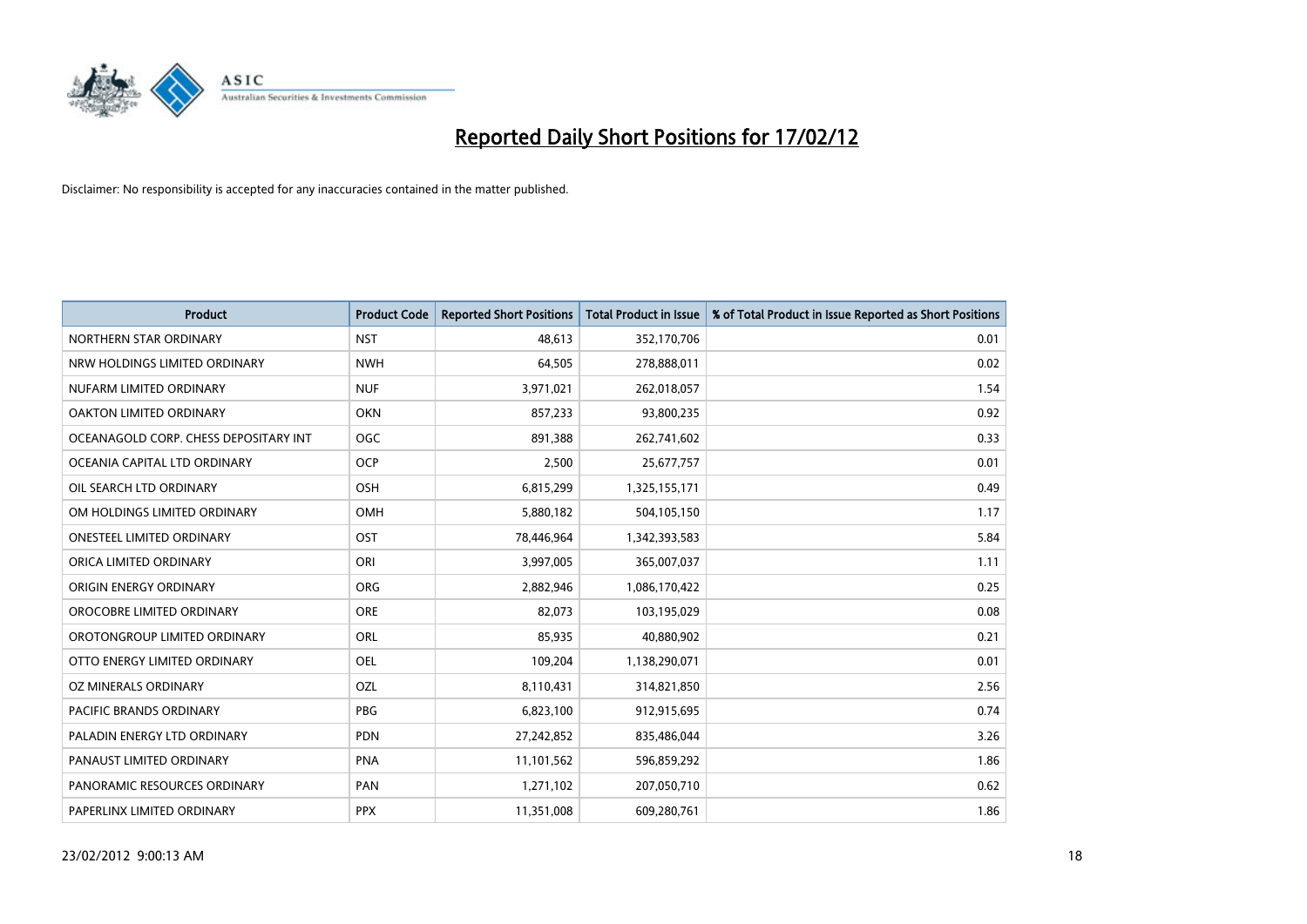# Reported Daily Short Positions for 17/02/12

Disclaimer: No responsibility is accepted for any inaccuracies contained in the matter published.

| Product | Product Code | Reported Short Positions | Total Product in Issue | % of Total Product in Issue Reported as Short Positions |
|---|---|---|---|---|
| NORTHERN STAR ORDINARY | NST | 48,613 | 352,170,706 | 0.01 |
| NRW HOLDINGS LIMITED ORDINARY | NWH | 64,505 | 278,888,011 | 0.02 |
| NUFARM LIMITED ORDINARY | NUF | 3,971,021 | 262,018,057 | 1.54 |
| OAKTON LIMITED ORDINARY | OKN | 857,233 | 93,800,235 | 0.92 |
| OCEANAGOLD CORP. CHESS DEPOSITARY INT | OGC | 891,388 | 262,741,602 | 0.33 |
| OCEANIA CAPITAL LTD ORDINARY | OCP | 2,500 | 25,677,757 | 0.01 |
| OIL SEARCH LTD ORDINARY | OSH | 6,815,299 | 1,325,155,171 | 0.49 |
| OM HOLDINGS LIMITED ORDINARY | OMH | 5,880,182 | 504,105,150 | 1.17 |
| ONESTEEL LIMITED ORDINARY | OST | 78,446,964 | 1,342,393,583 | 5.84 |
| ORICA LIMITED ORDINARY | ORI | 3,997,005 | 365,007,037 | 1.11 |
| ORIGIN ENERGY ORDINARY | ORG | 2,882,946 | 1,086,170,422 | 0.25 |
| OROCOBRE LIMITED ORDINARY | ORE | 82,073 | 103,195,029 | 0.08 |
| OROTONGROUP LIMITED ORDINARY | ORL | 85,935 | 40,880,902 | 0.21 |
| OTTO ENERGY LIMITED ORDINARY | OEL | 109,204 | 1,138,290,071 | 0.01 |
| OZ MINERALS ORDINARY | OZL | 8,110,431 | 314,821,850 | 2.56 |
| PACIFIC BRANDS ORDINARY | PBG | 6,823,100 | 912,915,695 | 0.74 |
| PALADIN ENERGY LTD ORDINARY | PDN | 27,242,852 | 835,486,044 | 3.26 |
| PANAUST LIMITED ORDINARY | PNA | 11,101,562 | 596,859,292 | 1.86 |
| PANORAMIC RESOURCES ORDINARY | PAN | 1,271,102 | 207,050,710 | 0.62 |
| PAPERLINX LIMITED ORDINARY | PPX | 11,351,008 | 609,280,761 | 1.86 |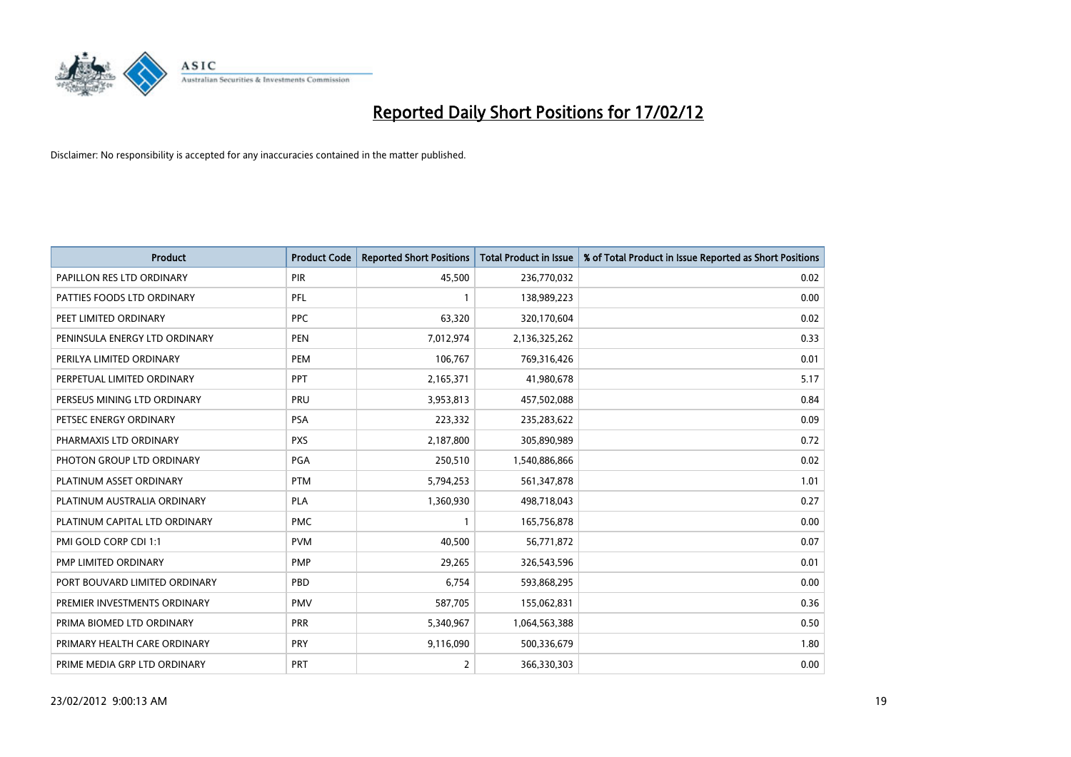# Reported Daily Short Positions for 17/02/12

Disclaimer: No responsibility is accepted for any inaccuracies contained in the matter published.

| Product | Product Code | Reported Short Positions | Total Product in Issue | % of Total Product in Issue Reported as Short Positions |
|---|---|---|---|---|
| PAPILLON RES LTD ORDINARY | PIR | 45,500 | 236,770,032 | 0.02 |
| PATTIES FOODS LTD ORDINARY | PFL | 1 | 138,989,223 | 0.00 |
| PEET LIMITED ORDINARY | PPC | 63,320 | 320,170,604 | 0.02 |
| PENINSULA ENERGY LTD ORDINARY | PEN | 7,012,974 | 2,136,325,262 | 0.33 |
| PERILYA LIMITED ORDINARY | PEM | 106,767 | 769,316,426 | 0.01 |
| PERPETUAL LIMITED ORDINARY | PPT | 2,165,371 | 41,980,678 | 5.17 |
| PERSEUS MINING LTD ORDINARY | PRU | 3,953,813 | 457,502,088 | 0.84 |
| PETSEC ENERGY ORDINARY | PSA | 223,332 | 235,283,622 | 0.09 |
| PHARMAXIS LTD ORDINARY | PXS | 2,187,800 | 305,890,989 | 0.72 |
| PHOTON GROUP LTD ORDINARY | PGA | 250,510 | 1,540,886,866 | 0.02 |
| PLATINUM ASSET ORDINARY | PTM | 5,794,253 | 561,347,878 | 1.01 |
| PLATINUM AUSTRALIA ORDINARY | PLA | 1,360,930 | 498,718,043 | 0.27 |
| PLATINUM CAPITAL LTD ORDINARY | PMC | 1 | 165,756,878 | 0.00 |
| PMI GOLD CORP CDI 1:1 | PVM | 40,500 | 56,771,872 | 0.07 |
| PMP LIMITED ORDINARY | PMP | 29,265 | 326,543,596 | 0.01 |
| PORT BOUVARD LIMITED ORDINARY | PBD | 6,754 | 593,868,295 | 0.00 |
| PREMIER INVESTMENTS ORDINARY | PMV | 587,705 | 155,062,831 | 0.36 |
| PRIMA BIOMED LTD ORDINARY | PRR | 5,340,967 | 1,064,563,388 | 0.50 |
| PRIMARY HEALTH CARE ORDINARY | PRY | 9,116,090 | 500,336,679 | 1.80 |
| PRIME MEDIA GRP LTD ORDINARY | PRT | 2 | 366,330,303 | 0.00 |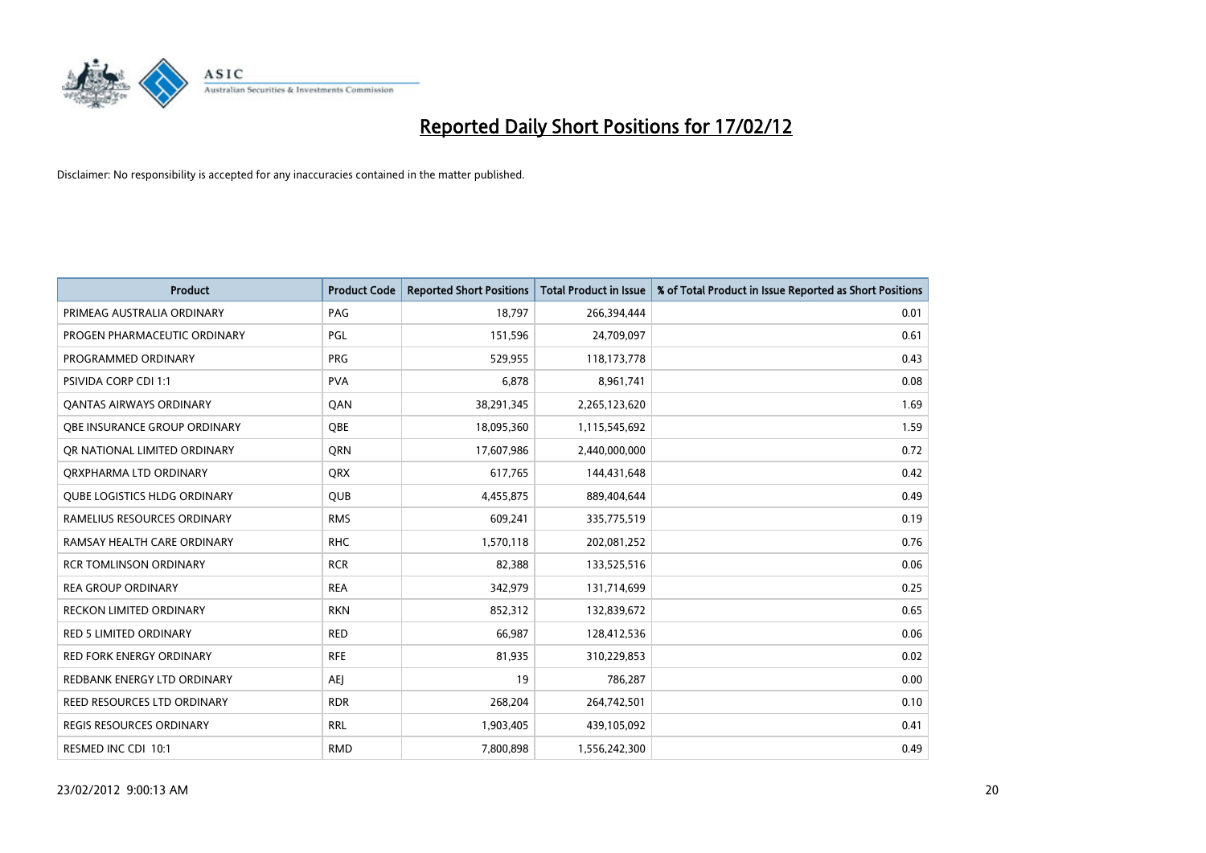# Reported Daily Short Positions for 17/02/12

Disclaimer: No responsibility is accepted for any inaccuracies contained in the matter published.

| Product | Product Code | Reported Short Positions | Total Product in Issue | % of Total Product in Issue Reported as Short Positions |
|---|---|---|---|---|
| PRIMEAG AUSTRALIA ORDINARY | PAG | 18,797 | 266,394,444 | 0.01 |
| PROGEN PHARMACEUTIC ORDINARY | PGL | 151,596 | 24,709,097 | 0.61 |
| PROGRAMMED ORDINARY | PRG | 529,955 | 118,173,778 | 0.43 |
| PSIVIDA CORP CDI 1:1 | PVA | 6,878 | 8,961,741 | 0.08 |
| QANTAS AIRWAYS ORDINARY | QAN | 38,291,345 | 2,265,123,620 | 1.69 |
| QBE INSURANCE GROUP ORDINARY | QBE | 18,095,360 | 1,115,545,692 | 1.59 |
| QR NATIONAL LIMITED ORDINARY | QRN | 17,607,986 | 2,440,000,000 | 0.72 |
| QRXPHARMA LTD ORDINARY | QRX | 617,765 | 144,431,648 | 0.42 |
| QUBE LOGISTICS HLDG ORDINARY | QUB | 4,455,875 | 889,404,644 | 0.49 |
| RAMELIUS RESOURCES ORDINARY | RMS | 609,241 | 335,775,519 | 0.19 |
| RAMSAY HEALTH CARE ORDINARY | RHC | 1,570,118 | 202,081,252 | 0.76 |
| RCR TOMLINSON ORDINARY | RCR | 82,388 | 133,525,516 | 0.06 |
| REA GROUP ORDINARY | REA | 342,979 | 131,714,699 | 0.25 |
| RECKON LIMITED ORDINARY | RKN | 852,312 | 132,839,672 | 0.65 |
| RED 5 LIMITED ORDINARY | RED | 66,987 | 128,412,536 | 0.06 |
| RED FORK ENERGY ORDINARY | RFE | 81,935 | 310,229,853 | 0.02 |
| REDBANK ENERGY LTD ORDINARY | AEJ | 19 | 786,287 | 0.00 |
| REED RESOURCES LTD ORDINARY | RDR | 268,204 | 264,742,501 | 0.10 |
| REGIS RESOURCES ORDINARY | RRL | 1,903,405 | 439,105,092 | 0.41 |
| RESMED INC CDI 10:1 | RMD | 7,800,898 | 1,556,242,300 | 0.49 |

23/02/2012 9:00:13 AM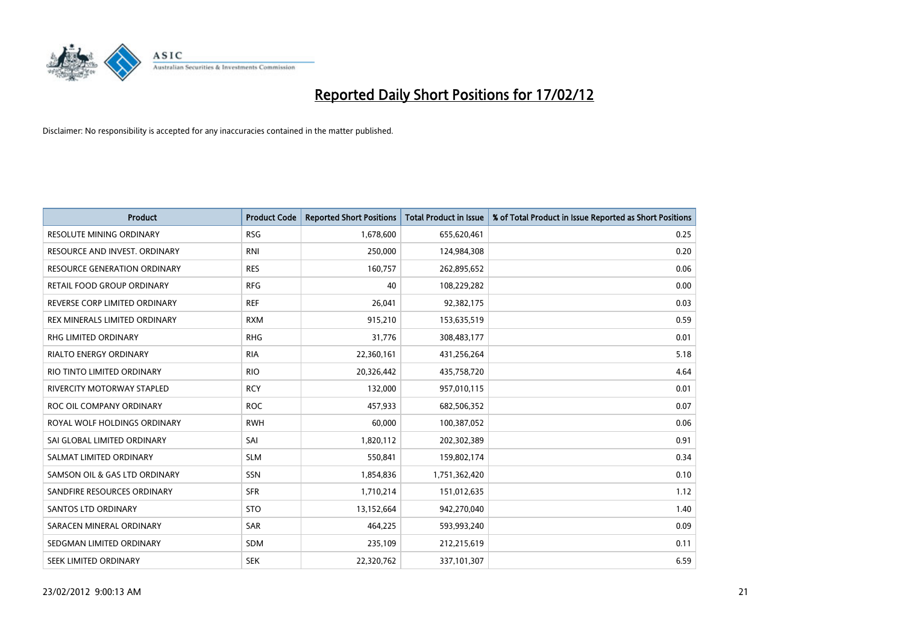# Reported Daily Short Positions for 17/02/12

Disclaimer: No responsibility is accepted for any inaccuracies contained in the matter published.

| Product | Product Code | Reported Short Positions | Total Product in Issue | % of Total Product in Issue Reported as Short Positions |
|---|---|---|---|---|
| RESOLUTE MINING ORDINARY | RSG | 1,678,600 | 655,620,461 | 0.25 |
| RESOURCE AND INVEST. ORDINARY | RNI | 250,000 | 124,984,308 | 0.20 |
| RESOURCE GENERATION ORDINARY | RES | 160,757 | 262,895,652 | 0.06 |
| RETAIL FOOD GROUP ORDINARY | RFG | 40 | 108,229,282 | 0.00 |
| REVERSE CORP LIMITED ORDINARY | REF | 26,041 | 92,382,175 | 0.03 |
| REX MINERALS LIMITED ORDINARY | RXM | 915,210 | 153,635,519 | 0.59 |
| RHG LIMITED ORDINARY | RHG | 31,776 | 308,483,177 | 0.01 |
| RIALTO ENERGY ORDINARY | RIA | 22,360,161 | 431,256,264 | 5.18 |
| RIO TINTO LIMITED ORDINARY | RIO | 20,326,442 | 435,758,720 | 4.64 |
| RIVERCITY MOTORWAY STAPLED | RCY | 132,000 | 957,010,115 | 0.01 |
| ROC OIL COMPANY ORDINARY | ROC | 457,933 | 682,506,352 | 0.07 |
| ROYAL WOLF HOLDINGS ORDINARY | RWH | 60,000 | 100,387,052 | 0.06 |
| SAI GLOBAL LIMITED ORDINARY | SAI | 1,820,112 | 202,302,389 | 0.91 |
| SALMAT LIMITED ORDINARY | SLM | 550,841 | 159,802,174 | 0.34 |
| SAMSON OIL & GAS LTD ORDINARY | SSN | 1,854,836 | 1,751,362,420 | 0.10 |
| SANDFIRE RESOURCES ORDINARY | SFR | 1,710,214 | 151,012,635 | 1.12 |
| SANTOS LTD ORDINARY | STO | 13,152,664 | 942,270,040 | 1.40 |
| SARACEN MINERAL ORDINARY | SAR | 464,225 | 593,993,240 | 0.09 |
| SEDGMAN LIMITED ORDINARY | SDM | 235,109 | 212,215,619 | 0.11 |
| SEEK LIMITED ORDINARY | SEK | 22,320,762 | 337,101,307 | 6.59 |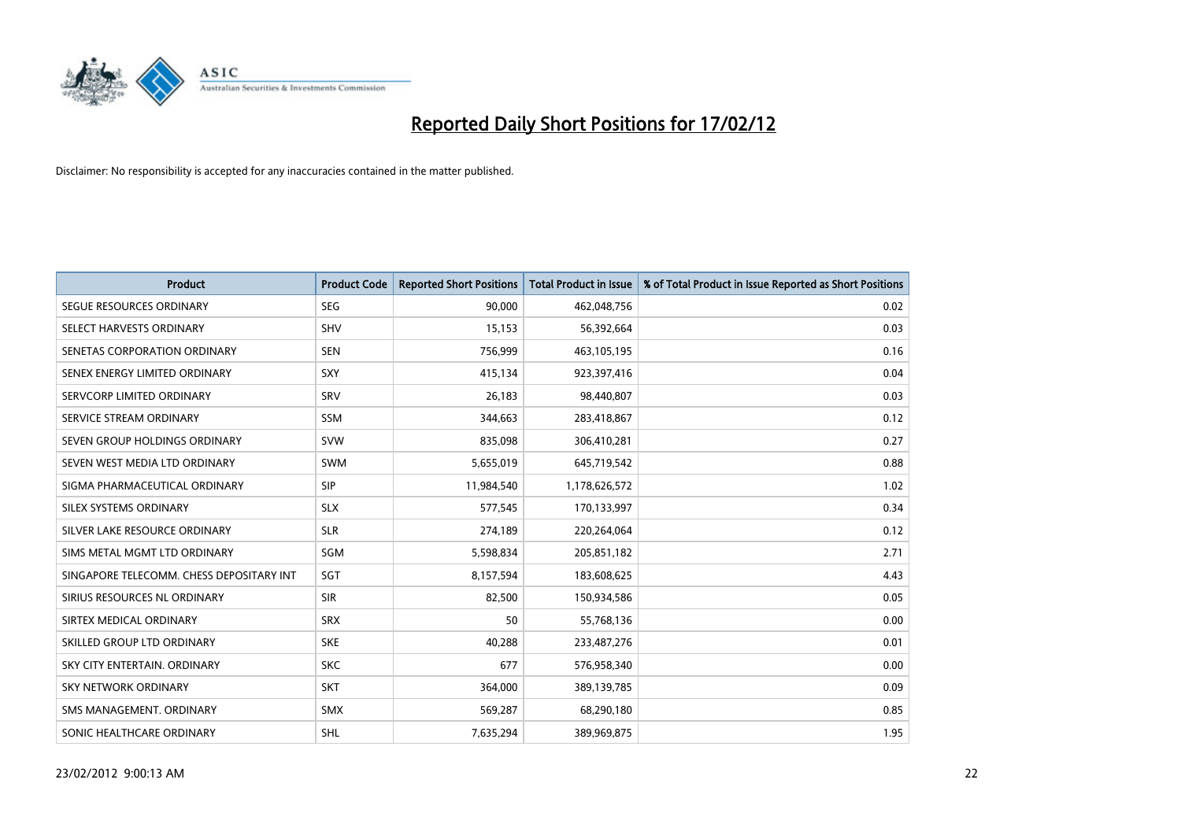# Reported Daily Short Positions for 17/02/12

Disclaimer: No responsibility is accepted for any inaccuracies contained in the matter published.

| Product | Product Code | Reported Short Positions | Total Product in Issue | % of Total Product in Issue Reported as Short Positions |
|---|---|---|---|---|
| SEGUE RESOURCES ORDINARY | SEG | 90,000 | 462,048,756 | 0.02 |
| SELECT HARVESTS ORDINARY | SHV | 15,153 | 56,392,664 | 0.03 |
| SENETAS CORPORATION ORDINARY | SEN | 756,999 | 463,105,195 | 0.16 |
| SENEX ENERGY LIMITED ORDINARY | SXY | 415,134 | 923,397,416 | 0.04 |
| SERVCORP LIMITED ORDINARY | SRV | 26,183 | 98,440,807 | 0.03 |
| SERVICE STREAM ORDINARY | SSM | 344,663 | 283,418,867 | 0.12 |
| SEVEN GROUP HOLDINGS ORDINARY | SVW | 835,098 | 306,410,281 | 0.27 |
| SEVEN WEST MEDIA LTD ORDINARY | SWM | 5,655,019 | 645,719,542 | 0.88 |
| SIGMA PHARMACEUTICAL ORDINARY | SIP | 11,984,540 | 1,178,626,572 | 1.02 |
| SILEX SYSTEMS ORDINARY | SLX | 577,545 | 170,133,997 | 0.34 |
| SILVER LAKE RESOURCE ORDINARY | SLR | 274,189 | 220,264,064 | 0.12 |
| SIMS METAL MGMT LTD ORDINARY | SGM | 5,598,834 | 205,851,182 | 2.71 |
| SINGAPORE TELECOMM. CHESS DEPOSITARY INT | SGT | 8,157,594 | 183,608,625 | 4.43 |
| SIRIUS RESOURCES NL ORDINARY | SIR | 82,500 | 150,934,586 | 0.05 |
| SIRTEX MEDICAL ORDINARY | SRX | 50 | 55,768,136 | 0.00 |
| SKILLED GROUP LTD ORDINARY | SKE | 40,288 | 233,487,276 | 0.01 |
| SKY CITY ENTERTAIN. ORDINARY | SKC | 677 | 576,958,340 | 0.00 |
| SKY NETWORK ORDINARY | SKT | 364,000 | 389,139,785 | 0.09 |
| SMS MANAGEMENT. ORDINARY | SMX | 569,287 | 68,290,180 | 0.85 |
| SONIC HEALTHCARE ORDINARY | SHL | 7,635,294 | 389,969,875 | 1.95 |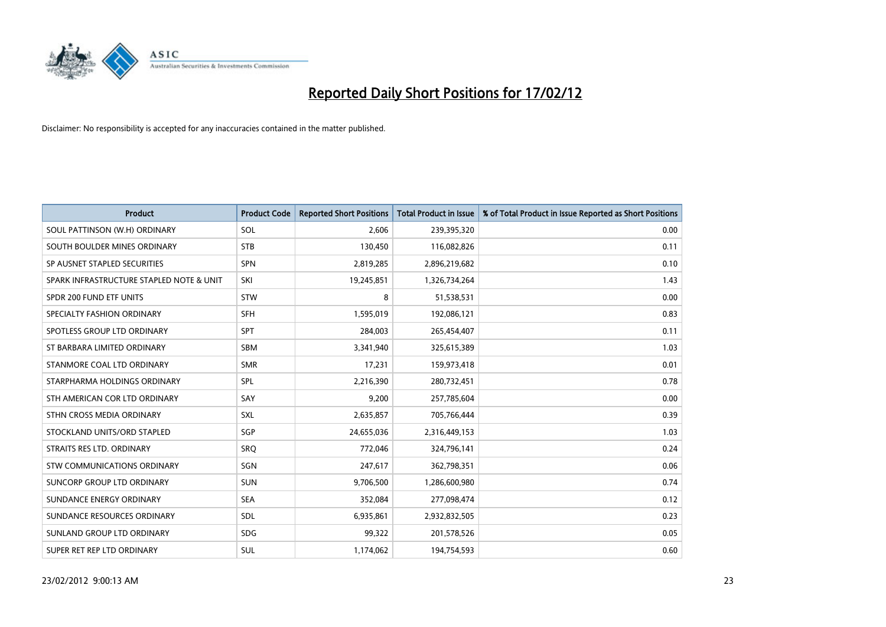# Reported Daily Short Positions for 17/02/12

Disclaimer: No responsibility is accepted for any inaccuracies contained in the matter published.

| Product | Product Code | Reported Short Positions | Total Product in Issue | % of Total Product in Issue Reported as Short Positions |
|---|---|---|---|---|
| SOUL PATTINSON (W.H) ORDINARY | SOL | 2,606 | 239,395,320 | 0.00 |
| SOUTH BOULDER MINES ORDINARY | STB | 130,450 | 116,082,826 | 0.11 |
| SP AUSNET STAPLED SECURITIES | SPN | 2,819,285 | 2,896,219,682 | 0.10 |
| SPARK INFRASTRUCTURE STAPLED NOTE & UNIT | SKI | 19,245,851 | 1,326,734,264 | 1.43 |
| SPDR 200 FUND ETF UNITS | STW | 8 | 51,538,531 | 0.00 |
| SPECIALTY FASHION ORDINARY | SFH | 1,595,019 | 192,086,121 | 0.83 |
| SPOTLESS GROUP LTD ORDINARY | SPT | 284,003 | 265,454,407 | 0.11 |
| ST BARBARA LIMITED ORDINARY | SBM | 3,341,940 | 325,615,389 | 1.03 |
| STANMORE COAL LTD ORDINARY | SMR | 17,231 | 159,973,418 | 0.01 |
| STARPHARMA HOLDINGS ORDINARY | SPL | 2,216,390 | 280,732,451 | 0.78 |
| STH AMERICAN COR LTD ORDINARY | SAY | 9,200 | 257,785,604 | 0.00 |
| STHN CROSS MEDIA ORDINARY | SXL | 2,635,857 | 705,766,444 | 0.39 |
| STOCKLAND UNITS/ORD STAPLED | SGP | 24,655,036 | 2,316,449,153 | 1.03 |
| STRAITS RES LTD. ORDINARY | SRQ | 772,046 | 324,796,141 | 0.24 |
| STW COMMUNICATIONS ORDINARY | SGN | 247,617 | 362,798,351 | 0.06 |
| SUNCORP GROUP LTD ORDINARY | SUN | 9,706,500 | 1,286,600,980 | 0.74 |
| SUNDANCE ENERGY ORDINARY | SEA | 352,084 | 277,098,474 | 0.12 |
| SUNDANCE RESOURCES ORDINARY | SDL | 6,935,861 | 2,932,832,505 | 0.23 |
| SUNLAND GROUP LTD ORDINARY | SDG | 99,322 | 201,578,526 | 0.05 |
| SUPER RET REP LTD ORDINARY | SUL | 1,174,062 | 194,754,593 | 0.60 |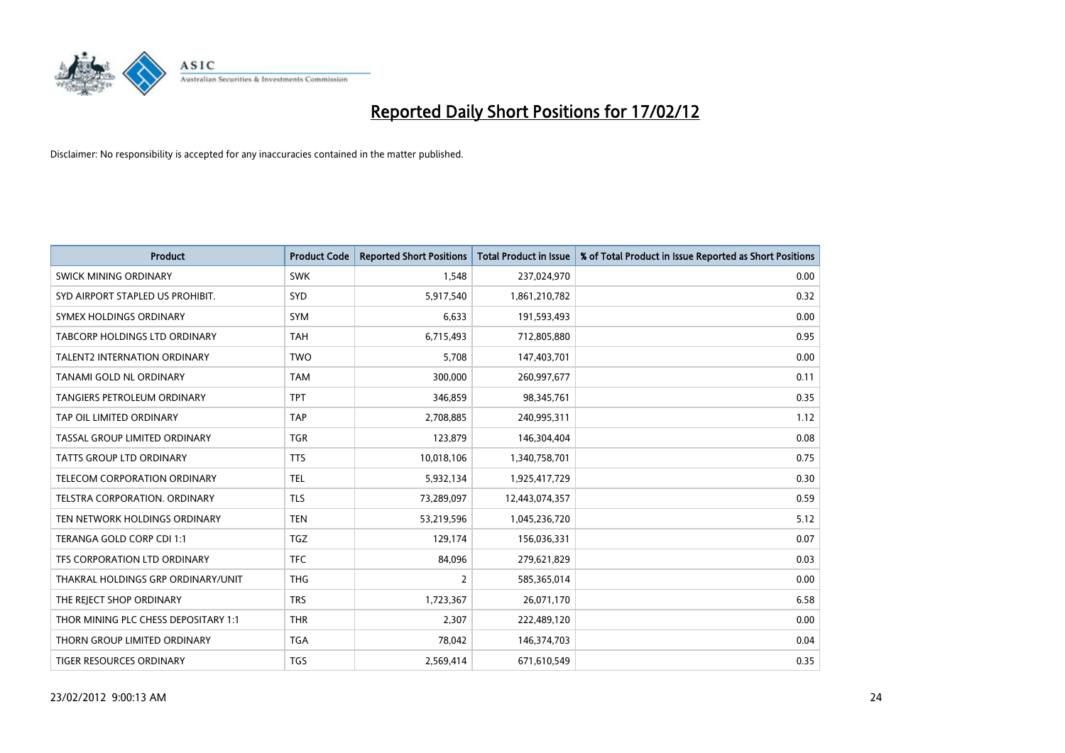# Reported Daily Short Positions for 17/02/12

Disclaimer: No responsibility is accepted for any inaccuracies contained in the matter published.

| Product | Product Code | Reported Short Positions | Total Product in Issue | % of Total Product in Issue Reported as Short Positions |
|---|---|---|---|---|
| SWICK MINING ORDINARY | SWK | 1,548 | 237,024,970 | 0.00 |
| SYD AIRPORT STAPLED US PROHIBIT. | SYD | 5,917,540 | 1,861,210,782 | 0.32 |
| SYMEX HOLDINGS ORDINARY | SYM | 6,633 | 191,593,493 | 0.00 |
| TABCORP HOLDINGS LTD ORDINARY | TAH | 6,715,493 | 712,805,880 | 0.95 |
| TALENT2 INTERNATION ORDINARY | TWO | 5,708 | 147,403,701 | 0.00 |
| TANAMI GOLD NL ORDINARY | TAM | 300,000 | 260,997,677 | 0.11 |
| TANGIERS PETROLEUM ORDINARY | TPT | 346,859 | 98,345,761 | 0.35 |
| TAP OIL LIMITED ORDINARY | TAP | 2,708,885 | 240,995,311 | 1.12 |
| TASSAL GROUP LIMITED ORDINARY | TGR | 123,879 | 146,304,404 | 0.08 |
| TATTS GROUP LTD ORDINARY | TTS | 10,018,106 | 1,340,758,701 | 0.75 |
| TELECOM CORPORATION ORDINARY | TEL | 5,932,134 | 1,925,417,729 | 0.30 |
| TELSTRA CORPORATION. ORDINARY | TLS | 73,289,097 | 12,443,074,357 | 0.59 |
| TEN NETWORK HOLDINGS ORDINARY | TEN | 53,219,596 | 1,045,236,720 | 5.12 |
| TERANGA GOLD CORP CDI 1:1 | TGZ | 129,174 | 156,036,331 | 0.07 |
| TFS CORPORATION LTD ORDINARY | TFC | 84,096 | 279,621,829 | 0.03 |
| THAKRAL HOLDINGS GRP ORDINARY/UNIT | THG | 2 | 585,365,014 | 0.00 |
| THE REJECT SHOP ORDINARY | TRS | 1,723,367 | 26,071,170 | 6.58 |
| THOR MINING PLC CHESS DEPOSITARY 1:1 | THR | 2,307 | 222,489,120 | 0.00 |
| THORN GROUP LIMITED ORDINARY | TGA | 78,042 | 146,374,703 | 0.04 |
| TIGER RESOURCES ORDINARY | TGS | 2,569,414 | 671,610,549 | 0.35 |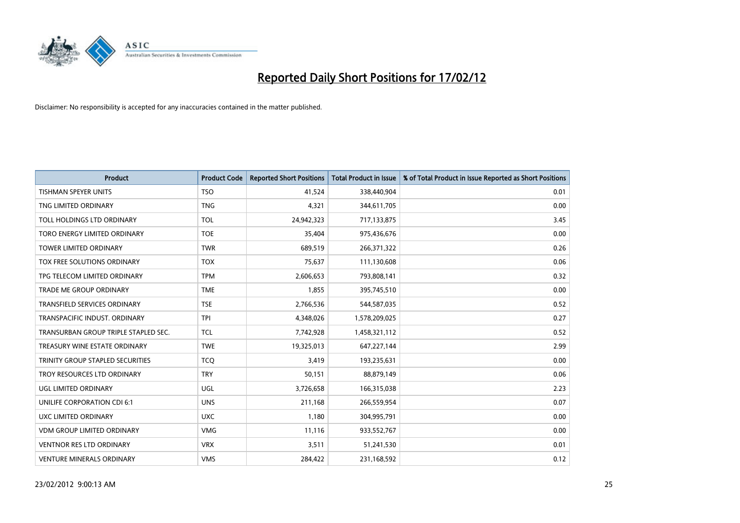# Reported Daily Short Positions for 17/02/12

Disclaimer: No responsibility is accepted for any inaccuracies contained in the matter published.

| Product | Product Code | Reported Short Positions | Total Product in Issue | % of Total Product in Issue Reported as Short Positions |
|---|---|---|---|---|
| TISHMAN SPEYER UNITS | TSO | 41,524 | 338,440,904 | 0.01 |
| TNG LIMITED ORDINARY | TNG | 4,321 | 344,611,705 | 0.00 |
| TOLL HOLDINGS LTD ORDINARY | TOL | 24,942,323 | 717,133,875 | 3.45 |
| TORO ENERGY LIMITED ORDINARY | TOE | 35,404 | 975,436,676 | 0.00 |
| TOWER LIMITED ORDINARY | TWR | 689,519 | 266,371,322 | 0.26 |
| TOX FREE SOLUTIONS ORDINARY | TOX | 75,637 | 111,130,608 | 0.06 |
| TPG TELECOM LIMITED ORDINARY | TPM | 2,606,653 | 793,808,141 | 0.32 |
| TRADE ME GROUP ORDINARY | TME | 1,855 | 395,745,510 | 0.00 |
| TRANSFIELD SERVICES ORDINARY | TSE | 2,766,536 | 544,587,035 | 0.52 |
| TRANSPACIFIC INDUST. ORDINARY | TPI | 4,348,026 | 1,578,209,025 | 0.27 |
| TRANSURBAN GROUP TRIPLE STAPLED SEC. | TCL | 7,742,928 | 1,458,321,112 | 0.52 |
| TREASURY WINE ESTATE ORDINARY | TWE | 19,325,013 | 647,227,144 | 2.99 |
| TRINITY GROUP STAPLED SECURITIES | TCQ | 3,419 | 193,235,631 | 0.00 |
| TROY RESOURCES LTD ORDINARY | TRY | 50,151 | 88,879,149 | 0.06 |
| UGL LIMITED ORDINARY | UGL | 3,726,658 | 166,315,038 | 2.23 |
| UNILIFE CORPORATION CDI 6:1 | UNS | 211,168 | 266,559,954 | 0.07 |
| UXC LIMITED ORDINARY | UXC | 1,180 | 304,995,791 | 0.00 |
| VDM GROUP LIMITED ORDINARY | VMG | 11,116 | 933,552,767 | 0.00 |
| VENTNOR RES LTD ORDINARY | VRX | 3,511 | 51,241,530 | 0.01 |
| VENTURE MINERALS ORDINARY | VMS | 284,422 | 231,168,592 | 0.12 |

23/02/2012 9:00:13 AM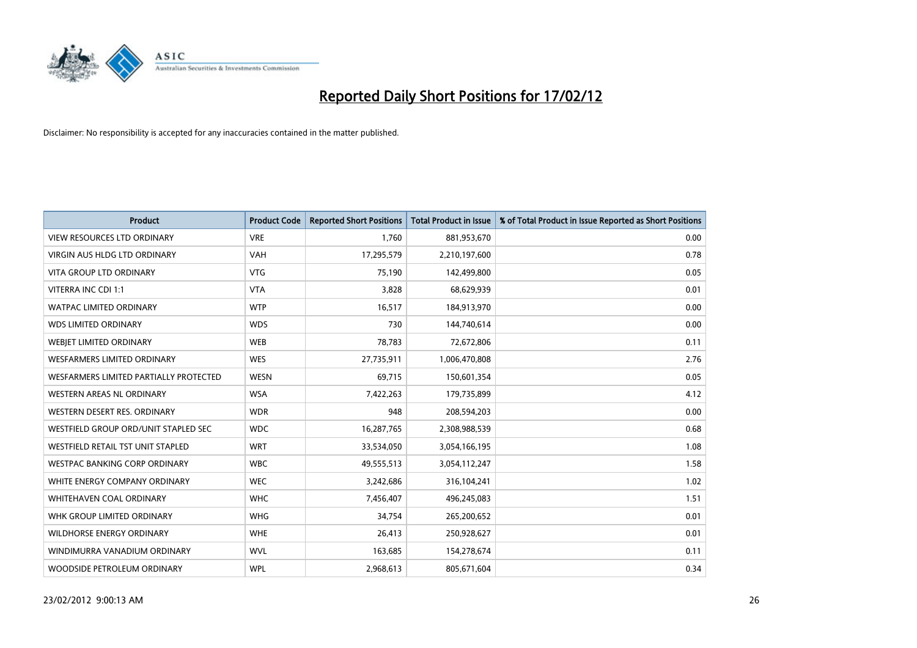# Reported Daily Short Positions for 17/02/12

Disclaimer: No responsibility is accepted for any inaccuracies contained in the matter published.

| Product | Product Code | Reported Short Positions | Total Product in Issue | % of Total Product in Issue Reported as Short Positions |
|---|---|---|---|---|
| VIEW RESOURCES LTD ORDINARY | VRE | 1,760 | 881,953,670 | 0.00 |
| VIRGIN AUS HLDG LTD ORDINARY | VAH | 17,295,579 | 2,210,197,600 | 0.78 |
| VITA GROUP LTD ORDINARY | VTG | 75,190 | 142,499,800 | 0.05 |
| VITERRA INC CDI 1:1 | VTA | 3,828 | 68,629,939 | 0.01 |
| WATPAC LIMITED ORDINARY | WTP | 16,517 | 184,913,970 | 0.00 |
| WDS LIMITED ORDINARY | WDS | 730 | 144,740,614 | 0.00 |
| WEBJET LIMITED ORDINARY | WEB | 78,783 | 72,672,806 | 0.11 |
| WESFARMERS LIMITED ORDINARY | WES | 27,735,911 | 1,006,470,808 | 2.76 |
| WESFARMERS LIMITED PARTIALLY PROTECTED | WESN | 69,715 | 150,601,354 | 0.05 |
| WESTERN AREAS NL ORDINARY | WSA | 7,422,263 | 179,735,899 | 4.12 |
| WESTERN DESERT RES. ORDINARY | WDR | 948 | 208,594,203 | 0.00 |
| WESTFIELD GROUP ORD/UNIT STAPLED SEC | WDC | 16,287,765 | 2,308,988,539 | 0.68 |
| WESTFIELD RETAIL TST UNIT STAPLED | WRT | 33,534,050 | 3,054,166,195 | 1.08 |
| WESTPAC BANKING CORP ORDINARY | WBC | 49,555,513 | 3,054,112,247 | 1.58 |
| WHITE ENERGY COMPANY ORDINARY | WEC | 3,242,686 | 316,104,241 | 1.02 |
| WHITEHAVEN COAL ORDINARY | WHC | 7,456,407 | 496,245,083 | 1.51 |
| WHK GROUP LIMITED ORDINARY | WHG | 34,754 | 265,200,652 | 0.01 |
| WILDHORSE ENERGY ORDINARY | WHE | 26,413 | 250,928,627 | 0.01 |
| WINDIMURRA VANADIUM ORDINARY | WVL | 163,685 | 154,278,674 | 0.11 |
| WOODSIDE PETROLEUM ORDINARY | WPL | 2,968,613 | 805,671,604 | 0.34 |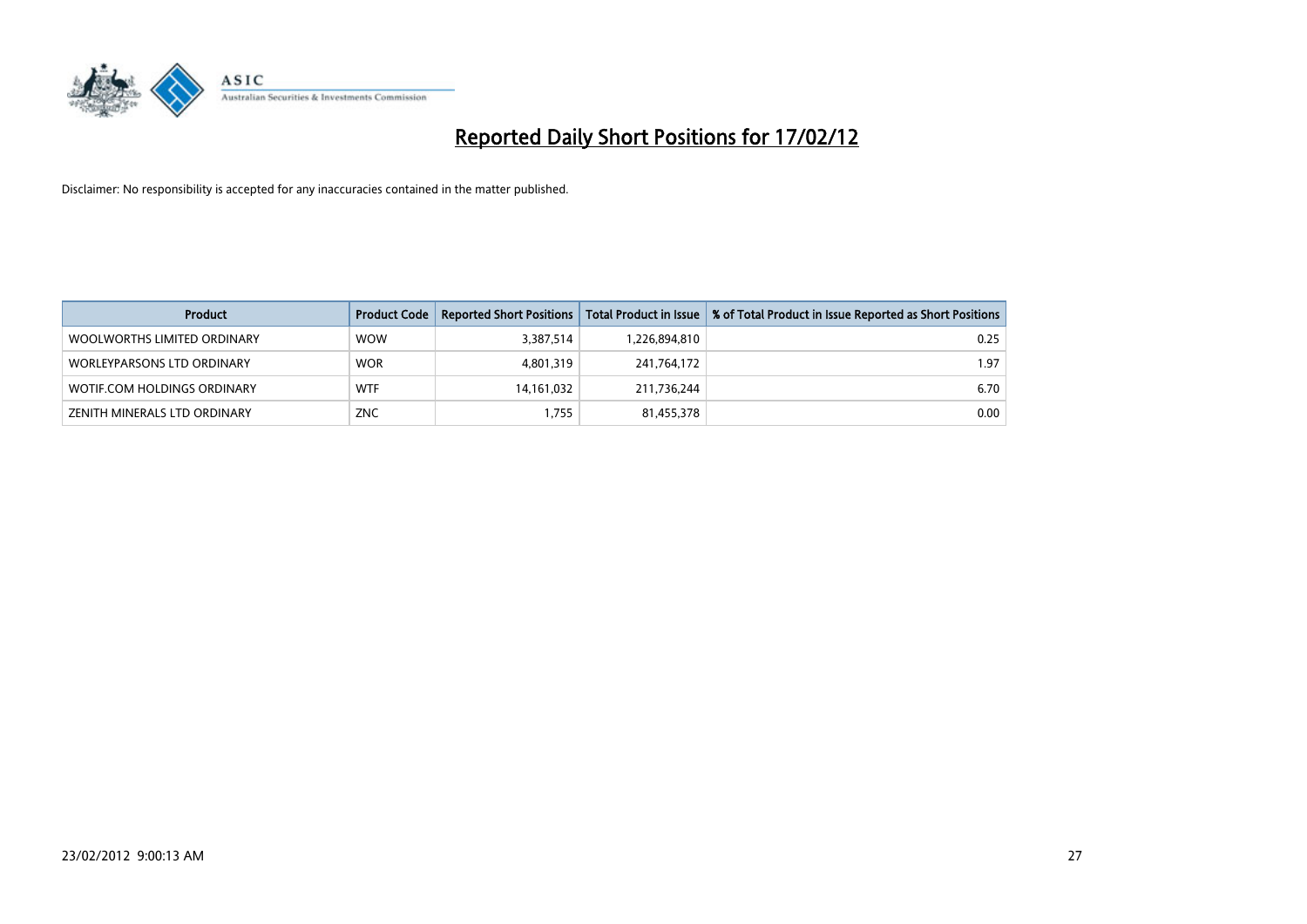# Reported Daily Short Positions for 17/02/12

Disclaimer: No responsibility is accepted for any inaccuracies contained in the matter published.

| Product | Product Code | Reported Short Positions | Total Product in Issue | % of Total Product in Issue Reported as Short Positions |
|---|---|---|---|---|
| WOOLWORTHS LIMITED ORDINARY | WOW | 3,387,514 | 1,226,894,810 | 0.25 |
| WORLEYPARSONS LTD ORDINARY | WOR | 4,801,319 | 241,764,172 | 1.97 |
| WOTIF.COM HOLDINGS ORDINARY | WTF | 14,161,032 | 211,736,244 | 6.70 |
| ZENITH MINERALS LTD ORDINARY | ZNC | 1,755 | 81,455,378 | 0.00 |